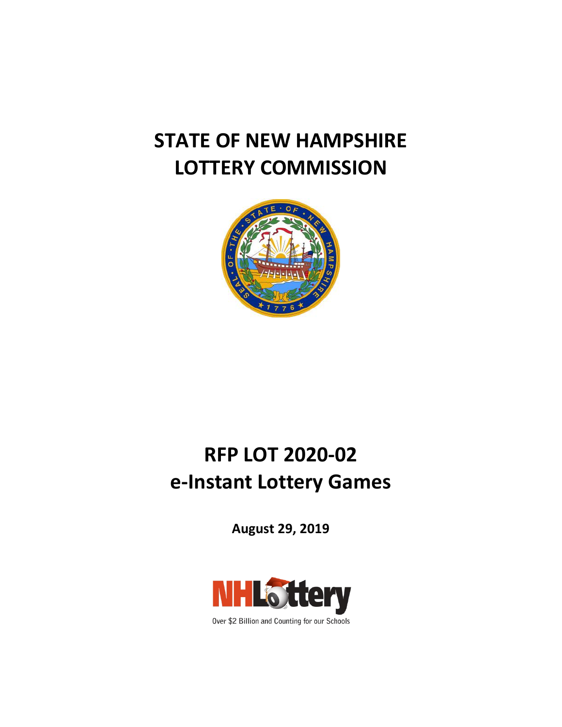# STATE OF NEW HAMPSHIRE
# LOTTERY COMMISSION

# RFP LOT 2020-02
# e-Instant Lottery Games

**August 29, 2019**

NHLottery

Over $2 Billion and Counting for our Schools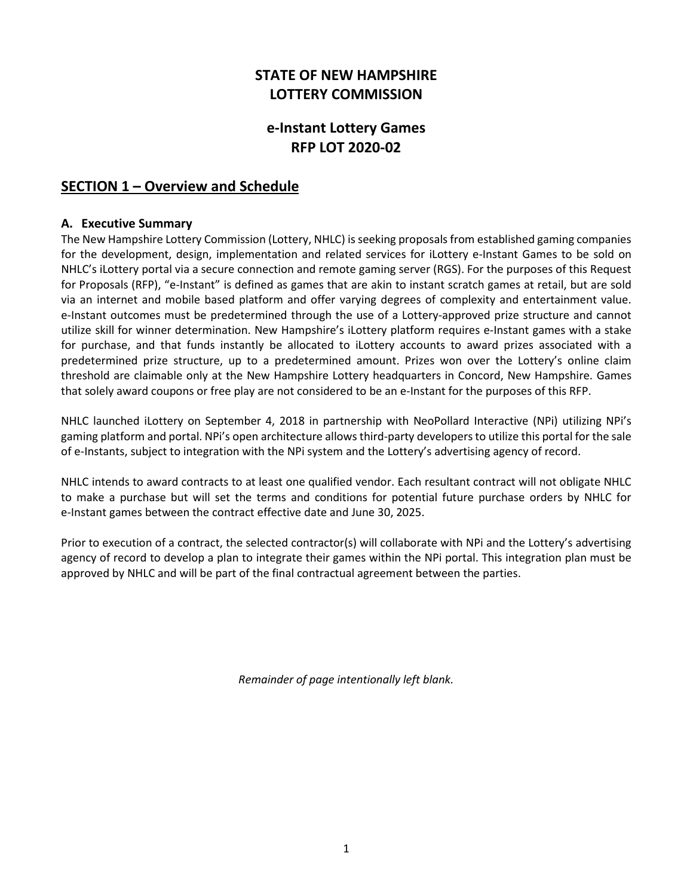# STATE OF NEW HAMPSHIRE
# LOTTERY COMMISSION

## e-Instant Lottery Games
## RFP LOT 2020-02

## SECTION 1 – Overview and Schedule

### A. Executive Summary

The New Hampshire Lottery Commission (Lottery, NHLC) is seeking proposals from established gaming companies for the development, design, implementation and related services for iLottery e-Instant Games to be sold on NHLC's iLottery portal via a secure connection and remote gaming server (RGS). For the purposes of this Request for Proposals (RFP), "e-Instant" is defined as games that are akin to instant scratch games at retail, but are sold via an internet and mobile based platform and offer varying degrees of complexity and entertainment value. e-Instant outcomes must be predetermined through the use of a Lottery-approved prize structure and cannot utilize skill for winner determination. New Hampshire's iLottery platform requires e-Instant games with a stake for purchase, and that funds instantly be allocated to iLottery accounts to award prizes associated with a predetermined prize structure, up to a predetermined amount. Prizes won over the Lottery's online claim threshold are claimable only at the New Hampshire Lottery headquarters in Concord, New Hampshire. Games that solely award coupons or free play are not considered to be an e-Instant for the purposes of this RFP.

NHLC launched iLottery on September 4, 2018 in partnership with NeoPollard Interactive (NPi) utilizing NPi's gaming platform and portal. NPi's open architecture allows third-party developers to utilize this portal for the sale of e-Instants, subject to integration with the NPi system and the Lottery's advertising agency of record.

NHLC intends to award contracts to at least one qualified vendor. Each resultant contract will not obligate NHLC to make a purchase but will set the terms and conditions for potential future purchase orders by NHLC for e-Instant games between the contract effective date and June 30, 2025.

Prior to execution of a contract, the selected contractor(s) will collaborate with NPi and the Lottery's advertising agency of record to develop a plan to integrate their games within the NPi portal. This integration plan must be approved by NHLC and will be part of the final contractual agreement between the parties.

*Remainder of page intentionally left blank.*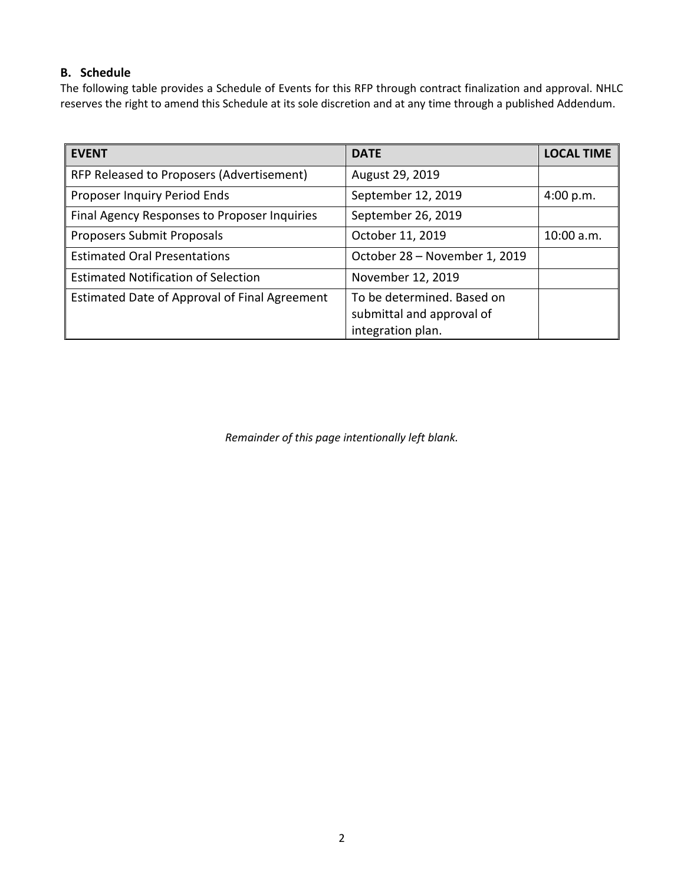## B. Schedule

The following table provides a Schedule of Events for this RFP through contract finalization and approval. NHLC reserves the right to amend this Schedule at its sole discretion and at any time through a published Addendum.

| EVENT | DATE | LOCAL TIME |
|---|---|---|
| RFP Released to Proposers (Advertisement) | August 29, 2019 | |
| Proposer Inquiry Period Ends | September 12, 2019 | 4:00 p.m. |
| Final Agency Responses to Proposer Inquiries | September 26, 2019 | |
| Proposers Submit Proposals | October 11, 2019 | 10:00 a.m. |
| Estimated Oral Presentations | October 28 – November 1, 2019 | |
| Estimated Notification of Selection | November 12, 2019 | |
| Estimated Date of Approval of Final Agreement | To be determined. Based on submittal and approval of integration plan. | |

*Remainder of this page intentionally left blank.*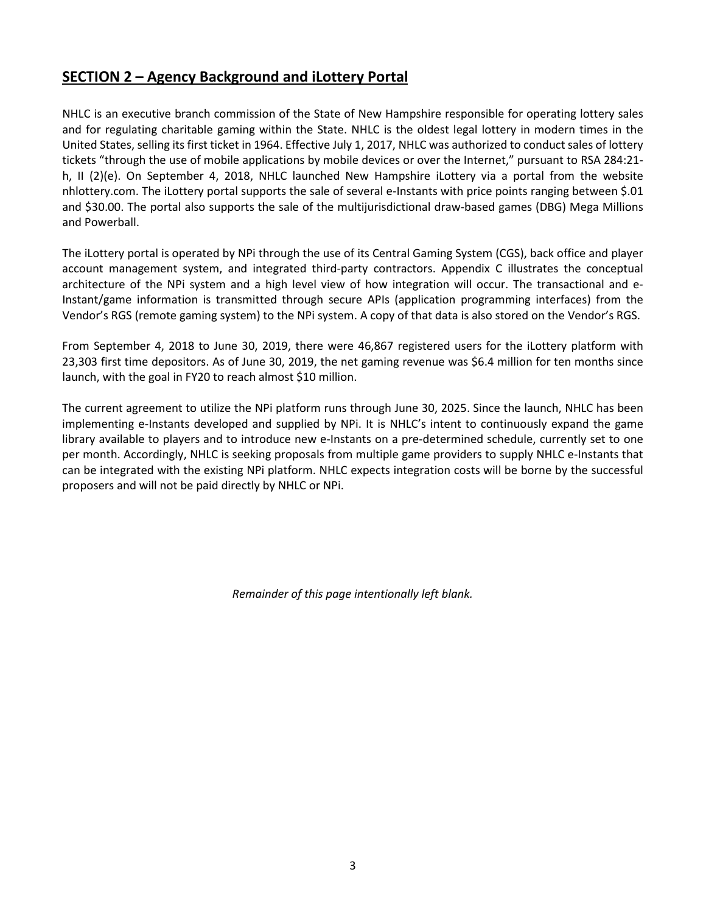## SECTION 2 – Agency Background and iLottery Portal

NHLC is an executive branch commission of the State of New Hampshire responsible for operating lottery sales and for regulating charitable gaming within the State. NHLC is the oldest legal lottery in modern times in the United States, selling its first ticket in 1964. Effective July 1, 2017, NHLC was authorized to conduct sales of lottery tickets "through the use of mobile applications by mobile devices or over the Internet," pursuant to RSA 284:21-h, II (2)(e). On September 4, 2018, NHLC launched New Hampshire iLottery via a portal from the website nhlottery.com. The iLottery portal supports the sale of several e-Instants with price points ranging between $.01 and $30.00. The portal also supports the sale of the multijurisdictional draw-based games (DBG) Mega Millions and Powerball.

The iLottery portal is operated by NPi through the use of its Central Gaming System (CGS), back office and player account management system, and integrated third-party contractors. Appendix C illustrates the conceptual architecture of the NPi system and a high level view of how integration will occur. The transactional and e-Instant/game information is transmitted through secure APIs (application programming interfaces) from the Vendor's RGS (remote gaming system) to the NPi system. A copy of that data is also stored on the Vendor's RGS.

From September 4, 2018 to June 30, 2019, there were 46,867 registered users for the iLottery platform with 23,303 first time depositors. As of June 30, 2019, the net gaming revenue was $6.4 million for ten months since launch, with the goal in FY20 to reach almost $10 million.

The current agreement to utilize the NPi platform runs through June 30, 2025. Since the launch, NHLC has been implementing e-Instants developed and supplied by NPi. It is NHLC's intent to continuously expand the game library available to players and to introduce new e-Instants on a pre-determined schedule, currently set to one per month. Accordingly, NHLC is seeking proposals from multiple game providers to supply NHLC e-Instants that can be integrated with the existing NPi platform. NHLC expects integration costs will be borne by the successful proposers and will not be paid directly by NHLC or NPi.

*Remainder of this page intentionally left blank.*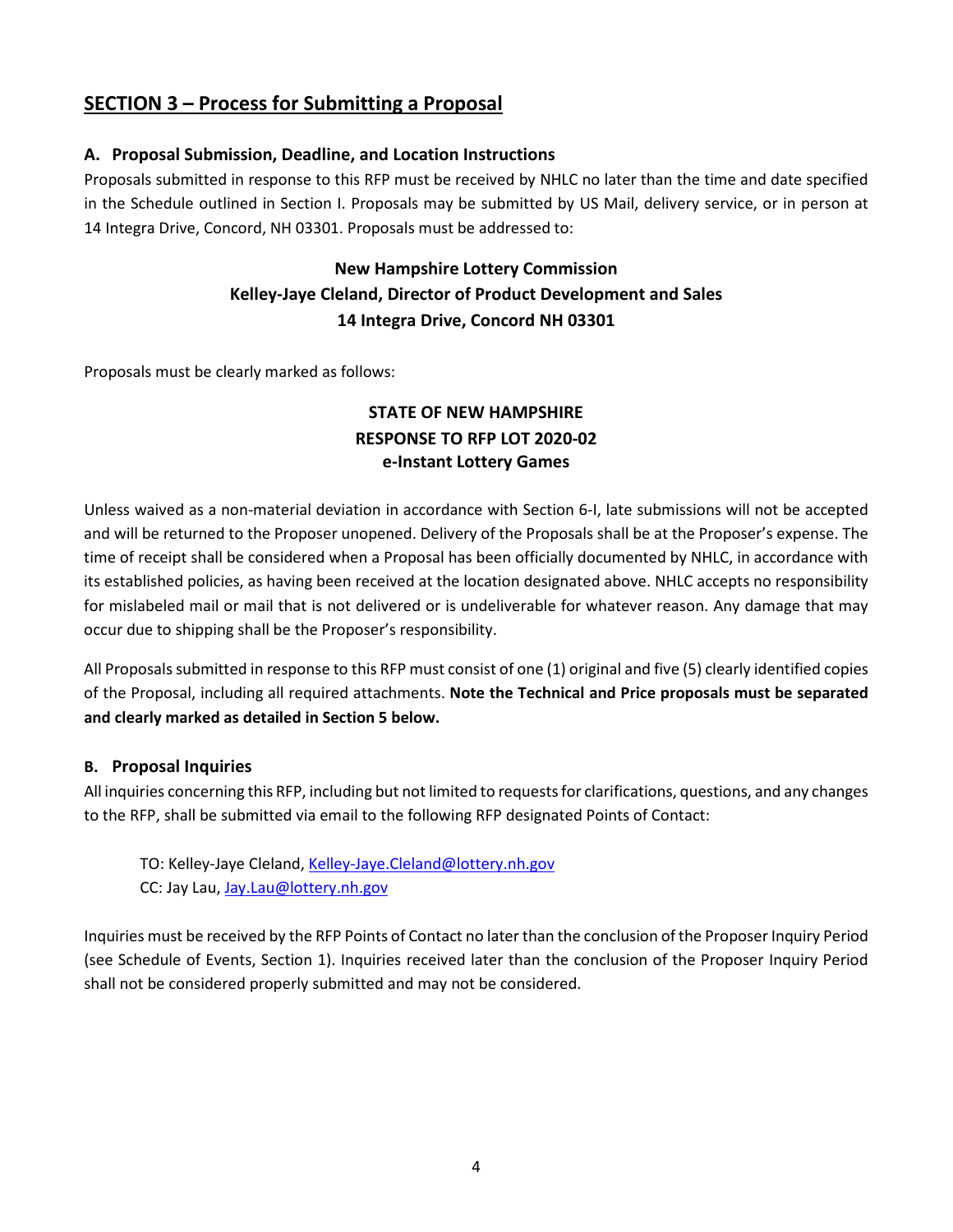## SECTION 3 – Process for Submitting a Proposal

### A. Proposal Submission, Deadline, and Location Instructions

Proposals submitted in response to this RFP must be received by NHLC no later than the time and date specified in the Schedule outlined in Section I. Proposals may be submitted by US Mail, delivery service, or in person at 14 Integra Drive, Concord, NH 03301. Proposals must be addressed to:

**New Hampshire Lottery Commission**
**Kelley-Jaye Cleland, Director of Product Development and Sales**
**14 Integra Drive, Concord NH 03301**

Proposals must be clearly marked as follows:

**STATE OF NEW HAMPSHIRE**
**RESPONSE TO RFP LOT 2020-02**
**e-Instant Lottery Games**

Unless waived as a non-material deviation in accordance with Section 6-I, late submissions will not be accepted and will be returned to the Proposer unopened. Delivery of the Proposals shall be at the Proposer's expense. The time of receipt shall be considered when a Proposal has been officially documented by NHLC, in accordance with its established policies, as having been received at the location designated above. NHLC accepts no responsibility for mislabeled mail or mail that is not delivered or is undeliverable for whatever reason. Any damage that may occur due to shipping shall be the Proposer's responsibility.

All Proposals submitted in response to this RFP must consist of one (1) original and five (5) clearly identified copies of the Proposal, including all required attachments. **Note the Technical and Price proposals must be separated and clearly marked as detailed in Section 5 below.**

### B. Proposal Inquiries

All inquiries concerning this RFP, including but not limited to requests for clarifications, questions, and any changes to the RFP, shall be submitted via email to the following RFP designated Points of Contact:

TO: Kelley-Jaye Cleland, Kelley-Jaye.Cleland@lottery.nh.gov
CC: Jay Lau, Jay.Lau@lottery.nh.gov

Inquiries must be received by the RFP Points of Contact no later than the conclusion of the Proposer Inquiry Period (see Schedule of Events, Section 1). Inquiries received later than the conclusion of the Proposer Inquiry Period shall not be considered properly submitted and may not be considered.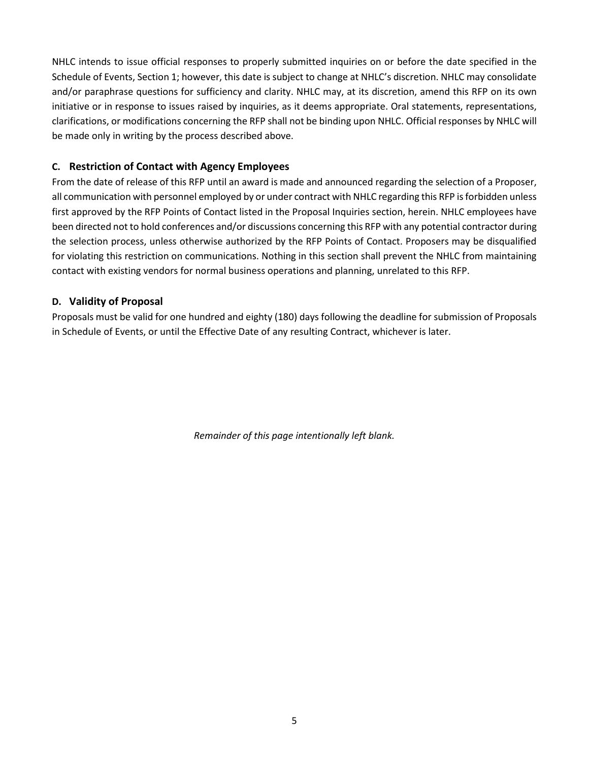NHLC intends to issue official responses to properly submitted inquiries on or before the date specified in the Schedule of Events, Section 1; however, this date is subject to change at NHLC's discretion. NHLC may consolidate and/or paraphrase questions for sufficiency and clarity. NHLC may, at its discretion, amend this RFP on its own initiative or in response to issues raised by inquiries, as it deems appropriate. Oral statements, representations, clarifications, or modifications concerning the RFP shall not be binding upon NHLC. Official responses by NHLC will be made only in writing by the process described above.

### C. Restriction of Contact with Agency Employees

From the date of release of this RFP until an award is made and announced regarding the selection of a Proposer, all communication with personnel employed by or under contract with NHLC regarding this RFP is forbidden unless first approved by the RFP Points of Contact listed in the Proposal Inquiries section, herein. NHLC employees have been directed not to hold conferences and/or discussions concerning this RFP with any potential contractor during the selection process, unless otherwise authorized by the RFP Points of Contact. Proposers may be disqualified for violating this restriction on communications. Nothing in this section shall prevent the NHLC from maintaining contact with existing vendors for normal business operations and planning, unrelated to this RFP.

### D. Validity of Proposal

Proposals must be valid for one hundred and eighty (180) days following the deadline for submission of Proposals in Schedule of Events, or until the Effective Date of any resulting Contract, whichever is later.

*Remainder of this page intentionally left blank.*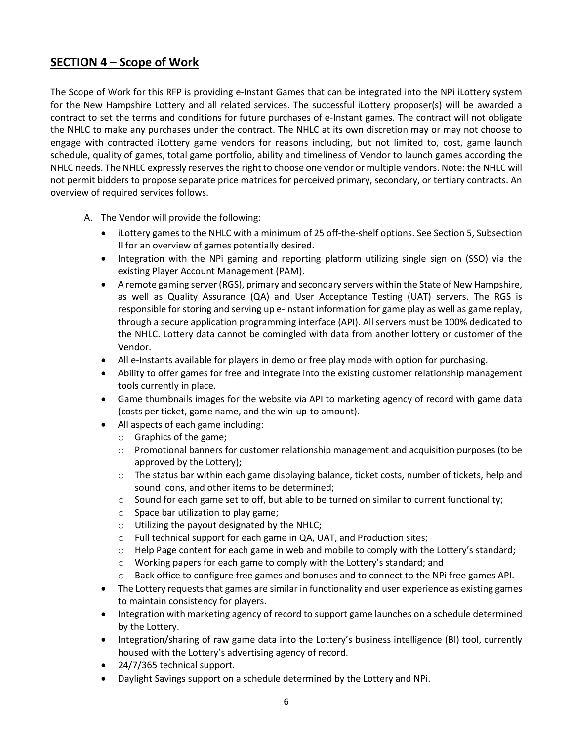## SECTION 4 – Scope of Work

The Scope of Work for this RFP is providing e-Instant Games that can be integrated into the NPi iLottery system for the New Hampshire Lottery and all related services. The successful iLottery proposer(s) will be awarded a contract to set the terms and conditions for future purchases of e-Instant games. The contract will not obligate the NHLC to make any purchases under the contract. The NHLC at its own discretion may or may not choose to engage with contracted iLottery game vendors for reasons including, but not limited to, cost, game launch schedule, quality of games, total game portfolio, ability and timeliness of Vendor to launch games according the NHLC needs. The NHLC expressly reserves the right to choose one vendor or multiple vendors. Note: the NHLC will not permit bidders to propose separate price matrices for perceived primary, secondary, or tertiary contracts. An overview of required services follows.

A. The Vendor will provide the following:
   - iLottery games to the NHLC with a minimum of 25 off-the-shelf options. See Section 5, Subsection II for an overview of games potentially desired.
   - Integration with the NPi gaming and reporting platform utilizing single sign on (SSO) via the existing Player Account Management (PAM).
   - A remote gaming server (RGS), primary and secondary servers within the State of New Hampshire, as well as Quality Assurance (QA) and User Acceptance Testing (UAT) servers. The RGS is responsible for storing and serving up e-Instant information for game play as well as game replay, through a secure application programming interface (API). All servers must be 100% dedicated to the NHLC. Lottery data cannot be comingled with data from another lottery or customer of the Vendor.
   - All e-Instants available for players in demo or free play mode with option for purchasing.
   - Ability to offer games for free and integrate into the existing customer relationship management tools currently in place.
   - Game thumbnails images for the website via API to marketing agency of record with game data (costs per ticket, game name, and the win-up-to amount).
   - All aspects of each game including:
     - Graphics of the game;
     - Promotional banners for customer relationship management and acquisition purposes (to be approved by the Lottery);
     - The status bar within each game displaying balance, ticket costs, number of tickets, help and sound icons, and other items to be determined;
     - Sound for each game set to off, but able to be turned on similar to current functionality;
     - Space bar utilization to play game;
     - Utilizing the payout designated by the NHLC;
     - Full technical support for each game in QA, UAT, and Production sites;
     - Help Page content for each game in web and mobile to comply with the Lottery's standard;
     - Working papers for each game to comply with the Lottery's standard; and
     - Back office to configure free games and bonuses and to connect to the NPi free games API.
   - The Lottery requests that games are similar in functionality and user experience as existing games to maintain consistency for players.
   - Integration with marketing agency of record to support game launches on a schedule determined by the Lottery.
   - Integration/sharing of raw game data into the Lottery's business intelligence (BI) tool, currently housed with the Lottery's advertising agency of record.
   - 24/7/365 technical support.
   - Daylight Savings support on a schedule determined by the Lottery and NPi.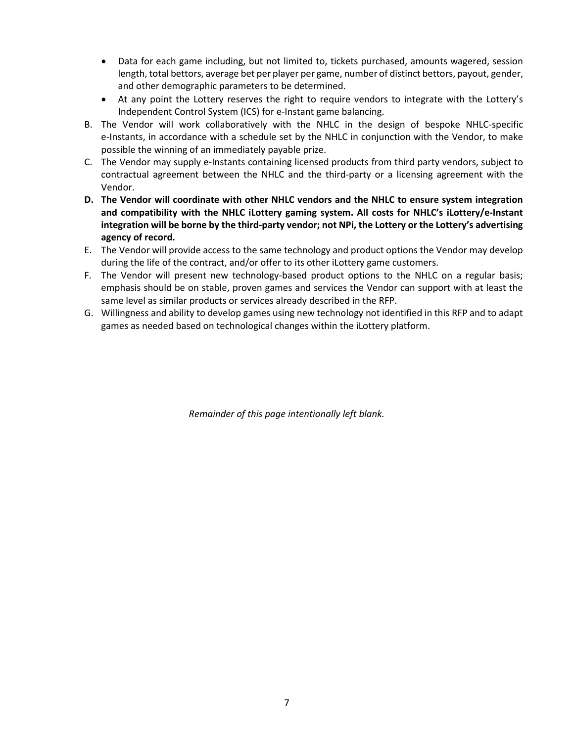- Data for each game including, but not limited to, tickets purchased, amounts wagered, session length, total bettors, average bet per player per game, number of distinct bettors, payout, gender, and other demographic parameters to be determined.
- At any point the Lottery reserves the right to require vendors to integrate with the Lottery's Independent Control System (ICS) for e-Instant game balancing.

B. The Vendor will work collaboratively with the NHLC in the design of bespoke NHLC-specific e-Instants, in accordance with a schedule set by the NHLC in conjunction with the Vendor, to make possible the winning of an immediately payable prize.

C. The Vendor may supply e-Instants containing licensed products from third party vendors, subject to contractual agreement between the NHLC and the third-party or a licensing agreement with the Vendor.

**D. The Vendor will coordinate with other NHLC vendors and the NHLC to ensure system integration and compatibility with the NHLC iLottery gaming system. All costs for NHLC's iLottery/e-Instant integration will be borne by the third-party vendor; not NPi, the Lottery or the Lottery's advertising agency of record.**

E. The Vendor will provide access to the same technology and product options the Vendor may develop during the life of the contract, and/or offer to its other iLottery game customers.

F. The Vendor will present new technology-based product options to the NHLC on a regular basis; emphasis should be on stable, proven games and services the Vendor can support with at least the same level as similar products or services already described in the RFP.

G. Willingness and ability to develop games using new technology not identified in this RFP and to adapt games as needed based on technological changes within the iLottery platform.

*Remainder of this page intentionally left blank.*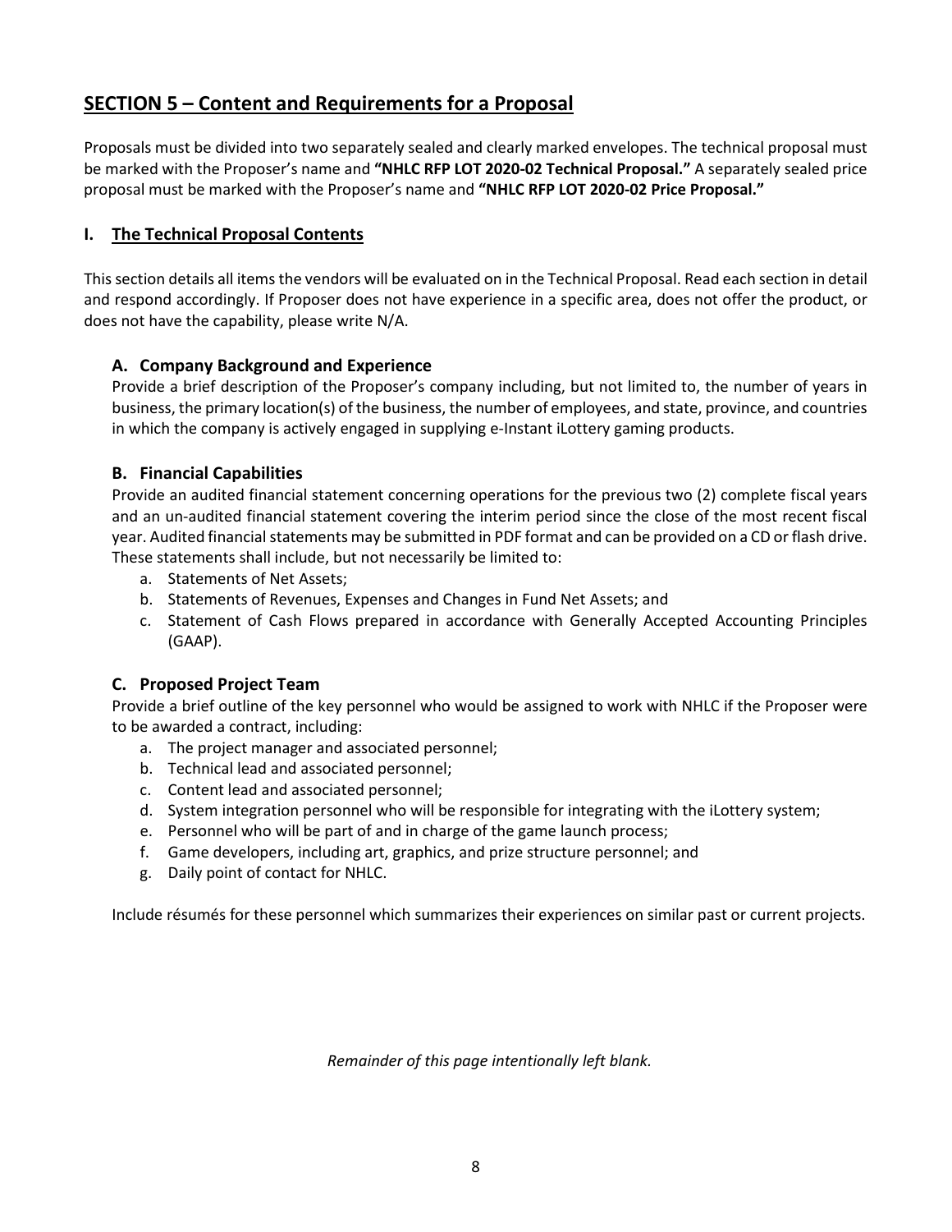## SECTION 5 – Content and Requirements for a Proposal

Proposals must be divided into two separately sealed and clearly marked envelopes. The technical proposal must be marked with the Proposer's name and **"NHLC RFP LOT 2020-02 Technical Proposal."** A separately sealed price proposal must be marked with the Proposer's name and **"NHLC RFP LOT 2020-02 Price Proposal."**

### I. The Technical Proposal Contents

This section details all items the vendors will be evaluated on in the Technical Proposal. Read each section in detail and respond accordingly. If Proposer does not have experience in a specific area, does not offer the product, or does not have the capability, please write N/A.

#### A. Company Background and Experience

Provide a brief description of the Proposer's company including, but not limited to, the number of years in business, the primary location(s) of the business, the number of employees, and state, province, and countries in which the company is actively engaged in supplying e-Instant iLottery gaming products.

#### B. Financial Capabilities

Provide an audited financial statement concerning operations for the previous two (2) complete fiscal years and an un-audited financial statement covering the interim period since the close of the most recent fiscal year. Audited financial statements may be submitted in PDF format and can be provided on a CD or flash drive. These statements shall include, but not necessarily be limited to:

a. Statements of Net Assets;
b. Statements of Revenues, Expenses and Changes in Fund Net Assets; and
c. Statement of Cash Flows prepared in accordance with Generally Accepted Accounting Principles (GAAP).

#### C. Proposed Project Team

Provide a brief outline of the key personnel who would be assigned to work with NHLC if the Proposer were to be awarded a contract, including:

a. The project manager and associated personnel;
b. Technical lead and associated personnel;
c. Content lead and associated personnel;
d. System integration personnel who will be responsible for integrating with the iLottery system;
e. Personnel who will be part of and in charge of the game launch process;
f. Game developers, including art, graphics, and prize structure personnel; and
g. Daily point of contact for NHLC.

Include résumés for these personnel which summarizes their experiences on similar past or current projects.

*Remainder of this page intentionally left blank.*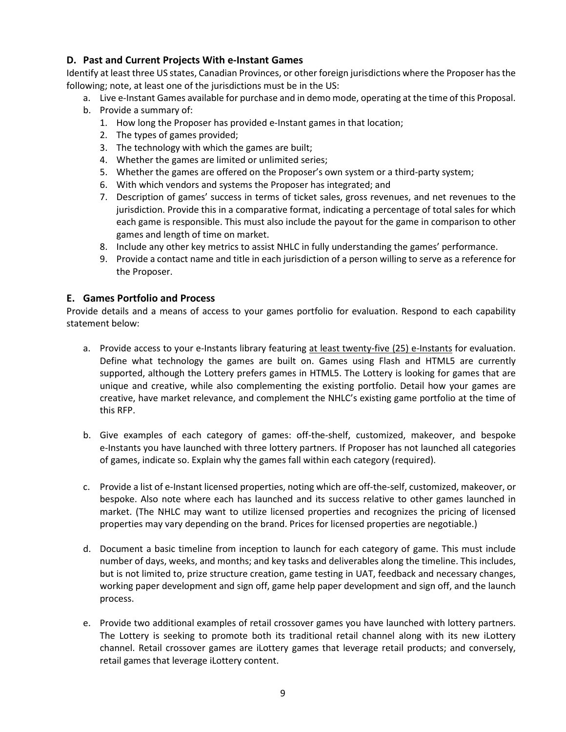### D. Past and Current Projects With e-Instant Games

Identify at least three US states, Canadian Provinces, or other foreign jurisdictions where the Proposer has the following; note, at least one of the jurisdictions must be in the US:

a. Live e-Instant Games available for purchase and in demo mode, operating at the time of this Proposal.
b. Provide a summary of:
   1. How long the Proposer has provided e-Instant games in that location;
   2. The types of games provided;
   3. The technology with which the games are built;
   4. Whether the games are limited or unlimited series;
   5. Whether the games are offered on the Proposer's own system or a third-party system;
   6. With which vendors and systems the Proposer has integrated; and
   7. Description of games' success in terms of ticket sales, gross revenues, and net revenues to the jurisdiction. Provide this in a comparative format, indicating a percentage of total sales for which each game is responsible. This must also include the payout for the game in comparison to other games and length of time on market.
   8. Include any other key metrics to assist NHLC in fully understanding the games' performance.
   9. Provide a contact name and title in each jurisdiction of a person willing to serve as a reference for the Proposer.

### E. Games Portfolio and Process

Provide details and a means of access to your games portfolio for evaluation. Respond to each capability statement below:

a. Provide access to your e-Instants library featuring <u>at least twenty-five (25) e-Instants</u> for evaluation. Define what technology the games are built on. Games using Flash and HTML5 are currently supported, although the Lottery prefers games in HTML5. The Lottery is looking for games that are unique and creative, while also complementing the existing portfolio. Detail how your games are creative, have market relevance, and complement the NHLC's existing game portfolio at the time of this RFP.

b. Give examples of each category of games: off-the-shelf, customized, makeover, and bespoke e-Instants you have launched with three lottery partners. If Proposer has not launched all categories of games, indicate so. Explain why the games fall within each category (required).

c. Provide a list of e-Instant licensed properties, noting which are off-the-self, customized, makeover, or bespoke. Also note where each has launched and its success relative to other games launched in market. (The NHLC may want to utilize licensed properties and recognizes the pricing of licensed properties may vary depending on the brand. Prices for licensed properties are negotiable.)

d. Document a basic timeline from inception to launch for each category of game. This must include number of days, weeks, and months; and key tasks and deliverables along the timeline. This includes, but is not limited to, prize structure creation, game testing in UAT, feedback and necessary changes, working paper development and sign off, game help paper development and sign off, and the launch process.

e. Provide two additional examples of retail crossover games you have launched with lottery partners. The Lottery is seeking to promote both its traditional retail channel along with its new iLottery channel. Retail crossover games are iLottery games that leverage retail products; and conversely, retail games that leverage iLottery content.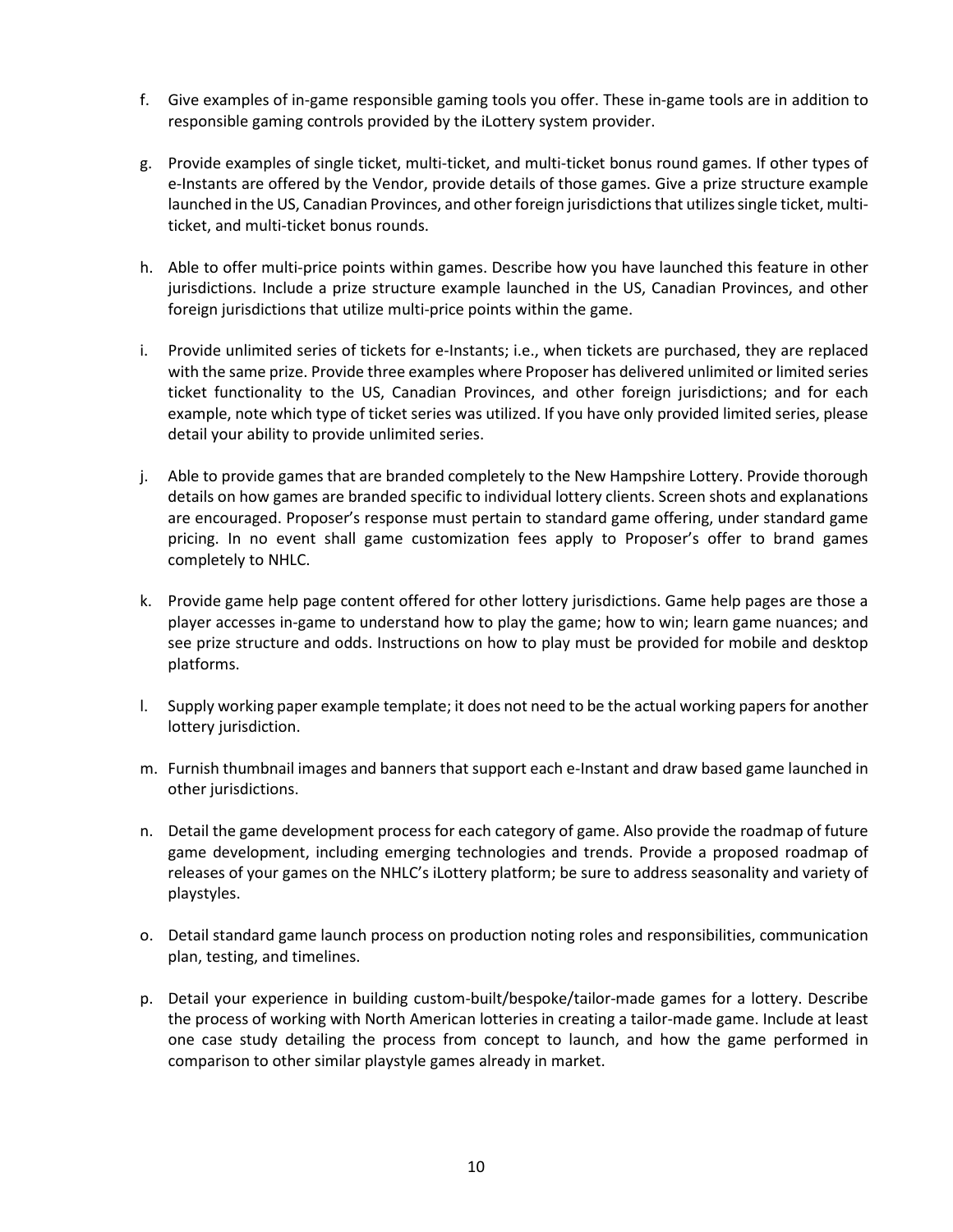f. Give examples of in-game responsible gaming tools you offer. These in-game tools are in addition to responsible gaming controls provided by the iLottery system provider.

g. Provide examples of single ticket, multi-ticket, and multi-ticket bonus round games. If other types of e-Instants are offered by the Vendor, provide details of those games. Give a prize structure example launched in the US, Canadian Provinces, and other foreign jurisdictions that utilizes single ticket, multi-ticket, and multi-ticket bonus rounds.

h. Able to offer multi-price points within games. Describe how you have launched this feature in other jurisdictions. Include a prize structure example launched in the US, Canadian Provinces, and other foreign jurisdictions that utilize multi-price points within the game.

i. Provide unlimited series of tickets for e-Instants; i.e., when tickets are purchased, they are replaced with the same prize. Provide three examples where Proposer has delivered unlimited or limited series ticket functionality to the US, Canadian Provinces, and other foreign jurisdictions; and for each example, note which type of ticket series was utilized. If you have only provided limited series, please detail your ability to provide unlimited series.

j. Able to provide games that are branded completely to the New Hampshire Lottery. Provide thorough details on how games are branded specific to individual lottery clients. Screen shots and explanations are encouraged. Proposer's response must pertain to standard game offering, under standard game pricing. In no event shall game customization fees apply to Proposer's offer to brand games completely to NHLC.

k. Provide game help page content offered for other lottery jurisdictions. Game help pages are those a player accesses in-game to understand how to play the game; how to win; learn game nuances; and see prize structure and odds. Instructions on how to play must be provided for mobile and desktop platforms.

l. Supply working paper example template; it does not need to be the actual working papers for another lottery jurisdiction.

m. Furnish thumbnail images and banners that support each e-Instant and draw based game launched in other jurisdictions.

n. Detail the game development process for each category of game. Also provide the roadmap of future game development, including emerging technologies and trends. Provide a proposed roadmap of releases of your games on the NHLC's iLottery platform; be sure to address seasonality and variety of playstyles.

o. Detail standard game launch process on production noting roles and responsibilities, communication plan, testing, and timelines.

p. Detail your experience in building custom-built/bespoke/tailor-made games for a lottery. Describe the process of working with North American lotteries in creating a tailor-made game. Include at least one case study detailing the process from concept to launch, and how the game performed in comparison to other similar playstyle games already in market.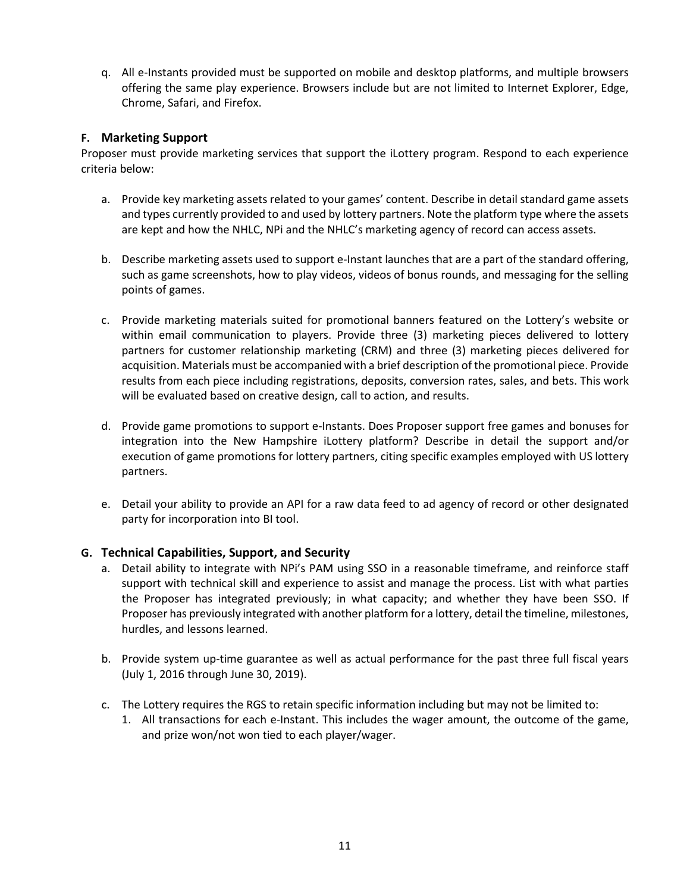q. All e-Instants provided must be supported on mobile and desktop platforms, and multiple browsers offering the same play experience. Browsers include but are not limited to Internet Explorer, Edge, Chrome, Safari, and Firefox.

### F. Marketing Support

Proposer must provide marketing services that support the iLottery program. Respond to each experience criteria below:

a. Provide key marketing assets related to your games' content. Describe in detail standard game assets and types currently provided to and used by lottery partners. Note the platform type where the assets are kept and how the NHLC, NPi and the NHLC's marketing agency of record can access assets.

b. Describe marketing assets used to support e-Instant launches that are a part of the standard offering, such as game screenshots, how to play videos, videos of bonus rounds, and messaging for the selling points of games.

c. Provide marketing materials suited for promotional banners featured on the Lottery's website or within email communication to players. Provide three (3) marketing pieces delivered to lottery partners for customer relationship marketing (CRM) and three (3) marketing pieces delivered for acquisition. Materials must be accompanied with a brief description of the promotional piece. Provide results from each piece including registrations, deposits, conversion rates, sales, and bets. This work will be evaluated based on creative design, call to action, and results.

d. Provide game promotions to support e-Instants. Does Proposer support free games and bonuses for integration into the New Hampshire iLottery platform? Describe in detail the support and/or execution of game promotions for lottery partners, citing specific examples employed with US lottery partners.

e. Detail your ability to provide an API for a raw data feed to ad agency of record or other designated party for incorporation into BI tool.

### G. Technical Capabilities, Support, and Security

a. Detail ability to integrate with NPi's PAM using SSO in a reasonable timeframe, and reinforce staff support with technical skill and experience to assist and manage the process. List with what parties the Proposer has integrated previously; in what capacity; and whether they have been SSO. If Proposer has previously integrated with another platform for a lottery, detail the timeline, milestones, hurdles, and lessons learned.

b. Provide system up-time guarantee as well as actual performance for the past three full fiscal years (July 1, 2016 through June 30, 2019).

c. The Lottery requires the RGS to retain specific information including but may not be limited to:
   1. All transactions for each e-Instant. This includes the wager amount, the outcome of the game, and prize won/not won tied to each player/wager.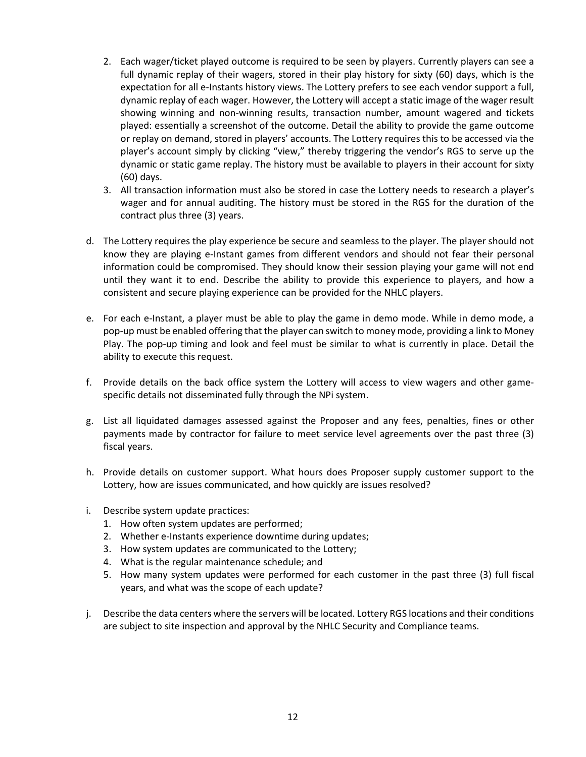2. Each wager/ticket played outcome is required to be seen by players. Currently players can see a full dynamic replay of their wagers, stored in their play history for sixty (60) days, which is the expectation for all e-Instants history views. The Lottery prefers to see each vendor support a full, dynamic replay of each wager. However, the Lottery will accept a static image of the wager result showing winning and non-winning results, transaction number, amount wagered and tickets played: essentially a screenshot of the outcome. Detail the ability to provide the game outcome or replay on demand, stored in players' accounts. The Lottery requires this to be accessed via the player's account simply by clicking "view," thereby triggering the vendor's RGS to serve up the dynamic or static game replay. The history must be available to players in their account for sixty (60) days.
3. All transaction information must also be stored in case the Lottery needs to research a player's wager and for annual auditing. The history must be stored in the RGS for the duration of the contract plus three (3) years.

d. The Lottery requires the play experience be secure and seamless to the player. The player should not know they are playing e-Instant games from different vendors and should not fear their personal information could be compromised. They should know their session playing your game will not end until they want it to end. Describe the ability to provide this experience to players, and how a consistent and secure playing experience can be provided for the NHLC players.

e. For each e-Instant, a player must be able to play the game in demo mode. While in demo mode, a pop-up must be enabled offering that the player can switch to money mode, providing a link to Money Play. The pop-up timing and look and feel must be similar to what is currently in place. Detail the ability to execute this request.

f. Provide details on the back office system the Lottery will access to view wagers and other game-specific details not disseminated fully through the NPi system.

g. List all liquidated damages assessed against the Proposer and any fees, penalties, fines or other payments made by contractor for failure to meet service level agreements over the past three (3) fiscal years.

h. Provide details on customer support. What hours does Proposer supply customer support to the Lottery, how are issues communicated, and how quickly are issues resolved?

i. Describe system update practices:
   1. How often system updates are performed;
   2. Whether e-Instants experience downtime during updates;
   3. How system updates are communicated to the Lottery;
   4. What is the regular maintenance schedule; and
   5. How many system updates were performed for each customer in the past three (3) full fiscal years, and what was the scope of each update?

j. Describe the data centers where the servers will be located. Lottery RGS locations and their conditions are subject to site inspection and approval by the NHLC Security and Compliance teams.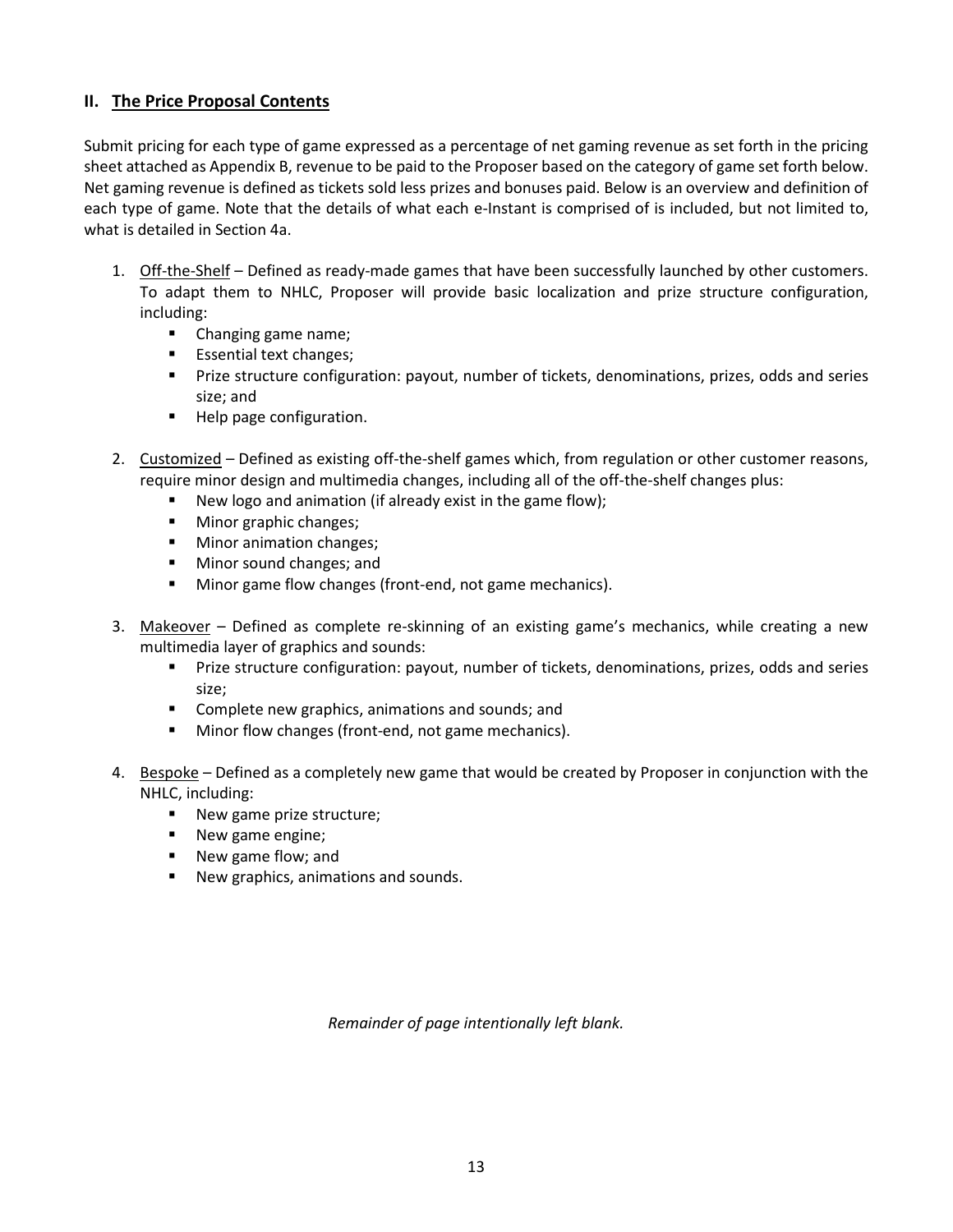## II. The Price Proposal Contents

Submit pricing for each type of game expressed as a percentage of net gaming revenue as set forth in the pricing sheet attached as Appendix B, revenue to be paid to the Proposer based on the category of game set forth below. Net gaming revenue is defined as tickets sold less prizes and bonuses paid. Below is an overview and definition of each type of game. Note that the details of what each e-Instant is comprised of is included, but not limited to, what is detailed in Section 4a.

1. Off-the-Shelf – Defined as ready-made games that have been successfully launched by other customers. To adapt them to NHLC, Proposer will provide basic localization and prize structure configuration, including:
   - Changing game name;
   - Essential text changes;
   - Prize structure configuration: payout, number of tickets, denominations, prizes, odds and series size; and
   - Help page configuration.

2. Customized – Defined as existing off-the-shelf games which, from regulation or other customer reasons, require minor design and multimedia changes, including all of the off-the-shelf changes plus:
   - New logo and animation (if already exist in the game flow);
   - Minor graphic changes;
   - Minor animation changes;
   - Minor sound changes; and
   - Minor game flow changes (front-end, not game mechanics).

3. Makeover – Defined as complete re-skinning of an existing game's mechanics, while creating a new multimedia layer of graphics and sounds:
   - Prize structure configuration: payout, number of tickets, denominations, prizes, odds and series size;
   - Complete new graphics, animations and sounds; and
   - Minor flow changes (front-end, not game mechanics).

4. Bespoke – Defined as a completely new game that would be created by Proposer in conjunction with the NHLC, including:
   - New game prize structure;
   - New game engine;
   - New game flow; and
   - New graphics, animations and sounds.

*Remainder of page intentionally left blank.*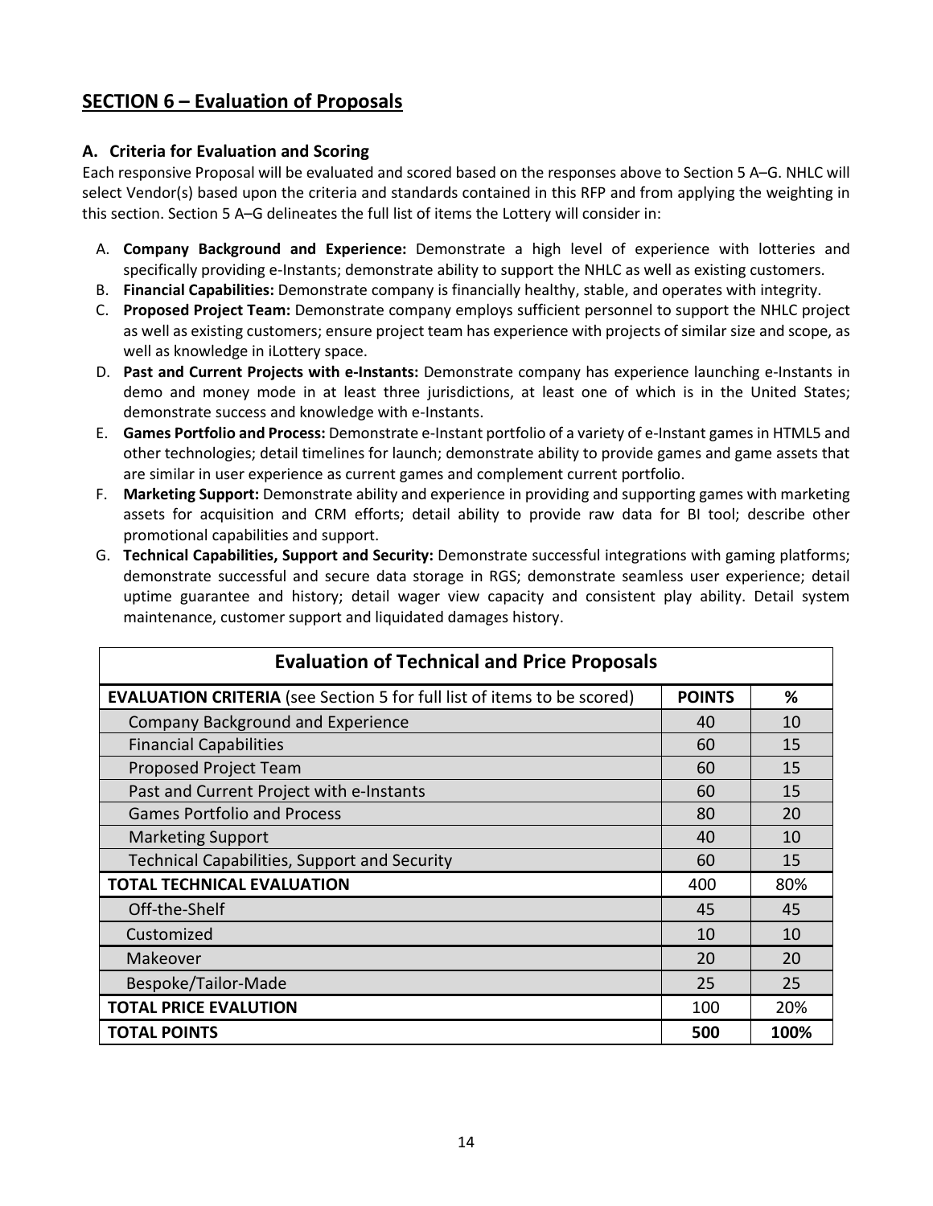## SECTION 6 – Evaluation of Proposals

### A. Criteria for Evaluation and Scoring

Each responsive Proposal will be evaluated and scored based on the responses above to Section 5 A–G. NHLC will select Vendor(s) based upon the criteria and standards contained in this RFP and from applying the weighting in this section. Section 5 A–G delineates the full list of items the Lottery will consider in:

A. **Company Background and Experience:** Demonstrate a high level of experience with lotteries and specifically providing e-Instants; demonstrate ability to support the NHLC as well as existing customers.
B. **Financial Capabilities:** Demonstrate company is financially healthy, stable, and operates with integrity.
C. **Proposed Project Team:** Demonstrate company employs sufficient personnel to support the NHLC project as well as existing customers; ensure project team has experience with projects of similar size and scope, as well as knowledge in iLottery space.
D. **Past and Current Projects with e-Instants:** Demonstrate company has experience launching e-Instants in demo and money mode in at least three jurisdictions, at least one of which is in the United States; demonstrate success and knowledge with e-Instants.
E. **Games Portfolio and Process:** Demonstrate e-Instant portfolio of a variety of e-Instant games in HTML5 and other technologies; detail timelines for launch; demonstrate ability to provide games and game assets that are similar in user experience as current games and complement current portfolio.
F. **Marketing Support:** Demonstrate ability and experience in providing and supporting games with marketing assets for acquisition and CRM efforts; detail ability to provide raw data for BI tool; describe other promotional capabilities and support.
G. **Technical Capabilities, Support and Security:** Demonstrate successful integrations with gaming platforms; demonstrate successful and secure data storage in RGS; demonstrate seamless user experience; detail uptime guarantee and history; detail wager view capacity and consistent play ability. Detail system maintenance, customer support and liquidated damages history.

| Evaluation of Technical and Price Proposals | | |
|---|---|---|
| **EVALUATION CRITERIA** (see Section 5 for full list of items to be scored) | **POINTS** | **%** |
| Company Background and Experience | 40 | 10 |
| Financial Capabilities | 60 | 15 |
| Proposed Project Team | 60 | 15 |
| Past and Current Project with e-Instants | 60 | 15 |
| Games Portfolio and Process | 80 | 20 |
| Marketing Support | 40 | 10 |
| Technical Capabilities, Support and Security | 60 | 15 |
| **TOTAL TECHNICAL EVALUATION** | 400 | 80% |
| Off-the-Shelf | 45 | 45 |
| Customized | 10 | 10 |
| Makeover | 20 | 20 |
| Bespoke/Tailor-Made | 25 | 25 |
| **TOTAL PRICE EVALUTION** | 100 | 20% |
| **TOTAL POINTS** | **500** | **100%** |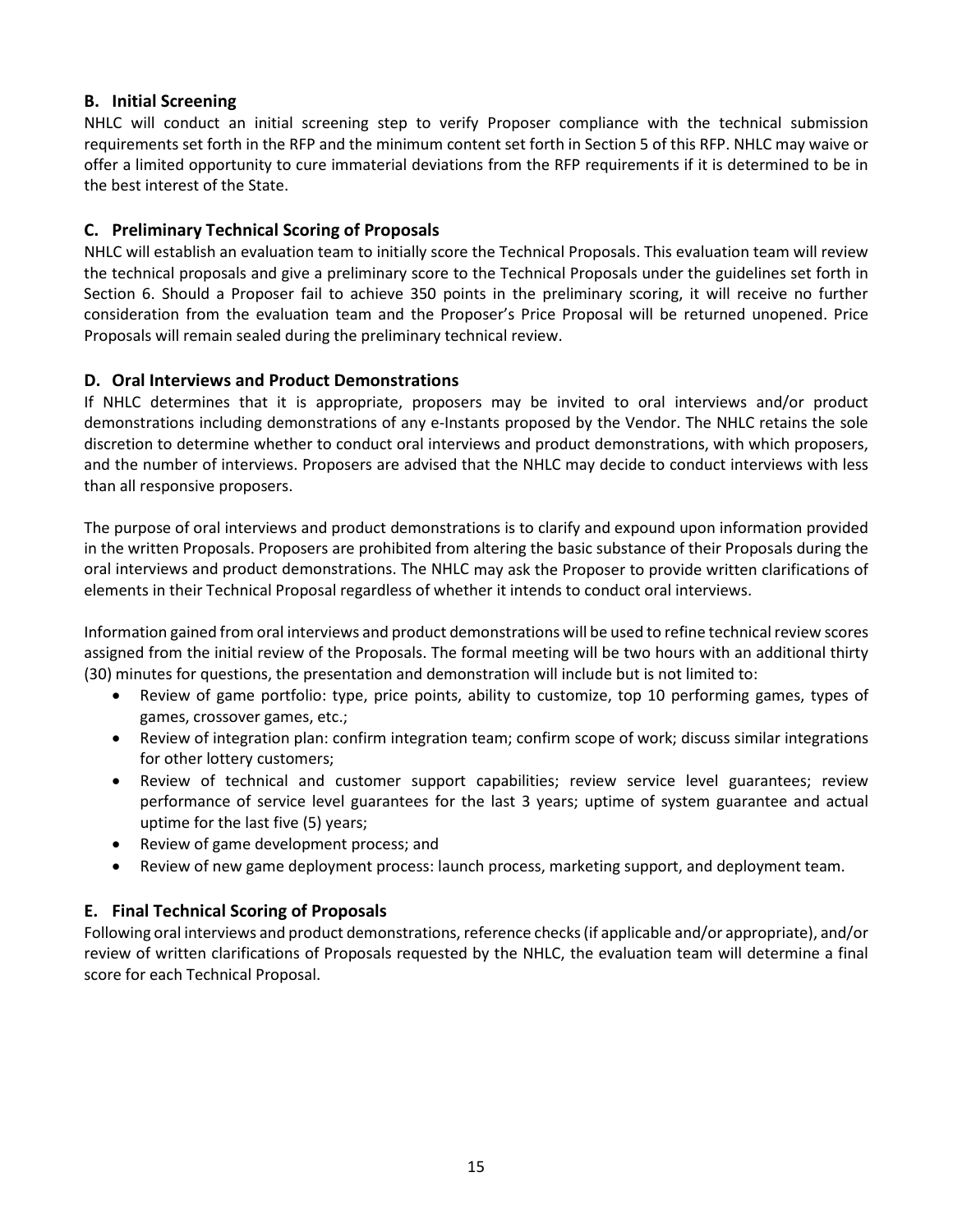### B. Initial Screening

NHLC will conduct an initial screening step to verify Proposer compliance with the technical submission requirements set forth in the RFP and the minimum content set forth in Section 5 of this RFP. NHLC may waive or offer a limited opportunity to cure immaterial deviations from the RFP requirements if it is determined to be in the best interest of the State.

### C. Preliminary Technical Scoring of Proposals

NHLC will establish an evaluation team to initially score the Technical Proposals. This evaluation team will review the technical proposals and give a preliminary score to the Technical Proposals under the guidelines set forth in Section 6. Should a Proposer fail to achieve 350 points in the preliminary scoring, it will receive no further consideration from the evaluation team and the Proposer's Price Proposal will be returned unopened. Price Proposals will remain sealed during the preliminary technical review.

### D. Oral Interviews and Product Demonstrations

If NHLC determines that it is appropriate, proposers may be invited to oral interviews and/or product demonstrations including demonstrations of any e-Instants proposed by the Vendor. The NHLC retains the sole discretion to determine whether to conduct oral interviews and product demonstrations, with which proposers, and the number of interviews. Proposers are advised that the NHLC may decide to conduct interviews with less than all responsive proposers.

The purpose of oral interviews and product demonstrations is to clarify and expound upon information provided in the written Proposals. Proposers are prohibited from altering the basic substance of their Proposals during the oral interviews and product demonstrations. The NHLC may ask the Proposer to provide written clarifications of elements in their Technical Proposal regardless of whether it intends to conduct oral interviews.

Information gained from oral interviews and product demonstrations will be used to refine technical review scores assigned from the initial review of the Proposals. The formal meeting will be two hours with an additional thirty (30) minutes for questions, the presentation and demonstration will include but is not limited to:

- Review of game portfolio: type, price points, ability to customize, top 10 performing games, types of games, crossover games, etc.;
- Review of integration plan: confirm integration team; confirm scope of work; discuss similar integrations for other lottery customers;
- Review of technical and customer support capabilities; review service level guarantees; review performance of service level guarantees for the last 3 years; uptime of system guarantee and actual uptime for the last five (5) years;
- Review of game development process; and
- Review of new game deployment process: launch process, marketing support, and deployment team.

### E. Final Technical Scoring of Proposals

Following oral interviews and product demonstrations, reference checks (if applicable and/or appropriate), and/or review of written clarifications of Proposals requested by the NHLC, the evaluation team will determine a final score for each Technical Proposal.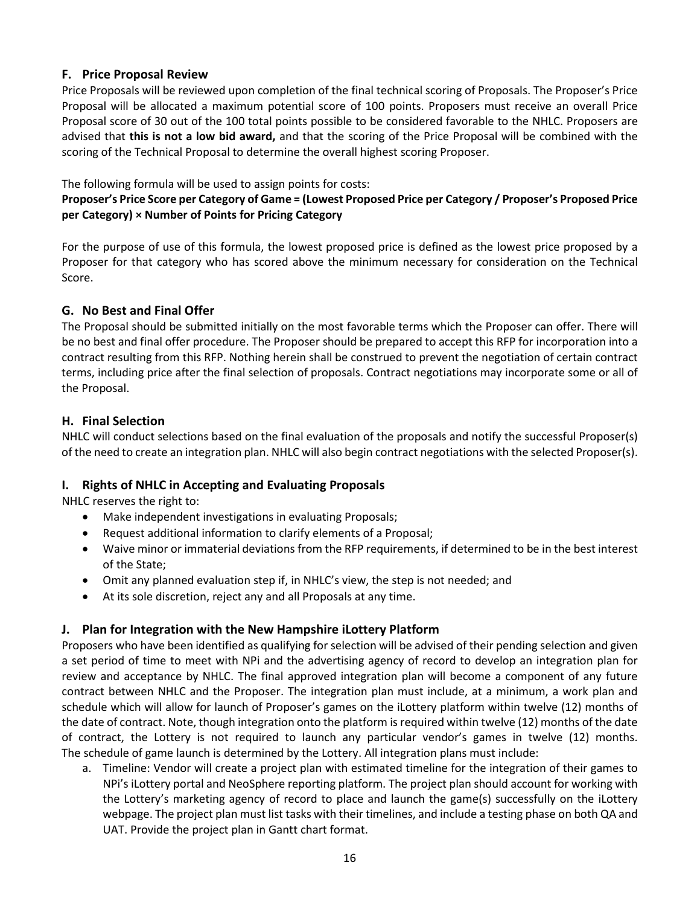### F. Price Proposal Review

Price Proposals will be reviewed upon completion of the final technical scoring of Proposals. The Proposer's Price Proposal will be allocated a maximum potential score of 100 points. Proposers must receive an overall Price Proposal score of 30 out of the 100 total points possible to be considered favorable to the NHLC. Proposers are advised that **this is not a low bid award,** and that the scoring of the Price Proposal will be combined with the scoring of the Technical Proposal to determine the overall highest scoring Proposer.

The following formula will be used to assign points for costs:

**Proposer's Price Score per Category of Game = (Lowest Proposed Price per Category / Proposer's Proposed Price per Category) × Number of Points for Pricing Category**

For the purpose of use of this formula, the lowest proposed price is defined as the lowest price proposed by a Proposer for that category who has scored above the minimum necessary for consideration on the Technical Score.

### G. No Best and Final Offer

The Proposal should be submitted initially on the most favorable terms which the Proposer can offer. There will be no best and final offer procedure. The Proposer should be prepared to accept this RFP for incorporation into a contract resulting from this RFP. Nothing herein shall be construed to prevent the negotiation of certain contract terms, including price after the final selection of proposals. Contract negotiations may incorporate some or all of the Proposal.

### H. Final Selection

NHLC will conduct selections based on the final evaluation of the proposals and notify the successful Proposer(s) of the need to create an integration plan. NHLC will also begin contract negotiations with the selected Proposer(s).

### I. Rights of NHLC in Accepting and Evaluating Proposals

NHLC reserves the right to:

- Make independent investigations in evaluating Proposals;
- Request additional information to clarify elements of a Proposal;
- Waive minor or immaterial deviations from the RFP requirements, if determined to be in the best interest of the State;
- Omit any planned evaluation step if, in NHLC's view, the step is not needed; and
- At its sole discretion, reject any and all Proposals at any time.

### J. Plan for Integration with the New Hampshire iLottery Platform

Proposers who have been identified as qualifying for selection will be advised of their pending selection and given a set period of time to meet with NPi and the advertising agency of record to develop an integration plan for review and acceptance by NHLC. The final approved integration plan will become a component of any future contract between NHLC and the Proposer. The integration plan must include, at a minimum, a work plan and schedule which will allow for launch of Proposer's games on the iLottery platform within twelve (12) months of the date of contract. Note, though integration onto the platform is required within twelve (12) months of the date of contract, the Lottery is not required to launch any particular vendor's games in twelve (12) months. The schedule of game launch is determined by the Lottery. All integration plans must include:

a. Timeline: Vendor will create a project plan with estimated timeline for the integration of their games to NPi's iLottery portal and NeoSphere reporting platform. The project plan should account for working with the Lottery's marketing agency of record to place and launch the game(s) successfully on the iLottery webpage. The project plan must list tasks with their timelines, and include a testing phase on both QA and UAT. Provide the project plan in Gantt chart format.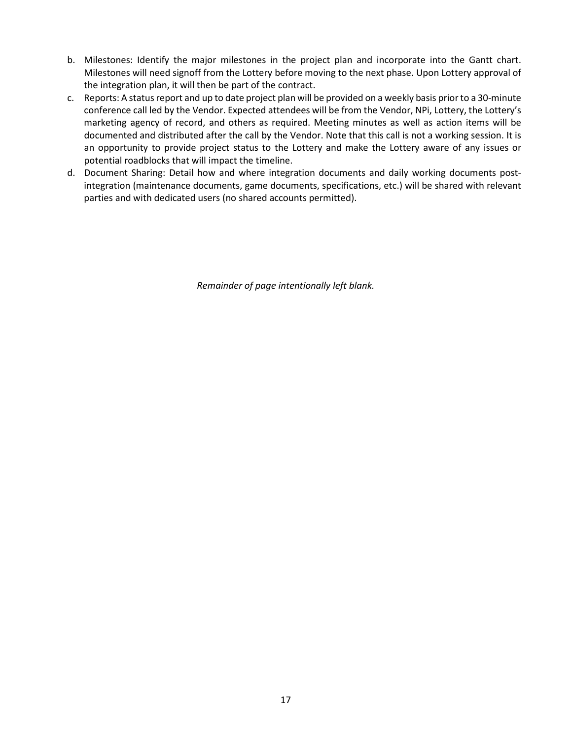b. Milestones: Identify the major milestones in the project plan and incorporate into the Gantt chart. Milestones will need signoff from the Lottery before moving to the next phase. Upon Lottery approval of the integration plan, it will then be part of the contract.
c. Reports: A status report and up to date project plan will be provided on a weekly basis prior to a 30-minute conference call led by the Vendor. Expected attendees will be from the Vendor, NPi, Lottery, the Lottery's marketing agency of record, and others as required. Meeting minutes as well as action items will be documented and distributed after the call by the Vendor. Note that this call is not a working session. It is an opportunity to provide project status to the Lottery and make the Lottery aware of any issues or potential roadblocks that will impact the timeline.
d. Document Sharing: Detail how and where integration documents and daily working documents post-integration (maintenance documents, game documents, specifications, etc.) will be shared with relevant parties and with dedicated users (no shared accounts permitted).

*Remainder of page intentionally left blank.*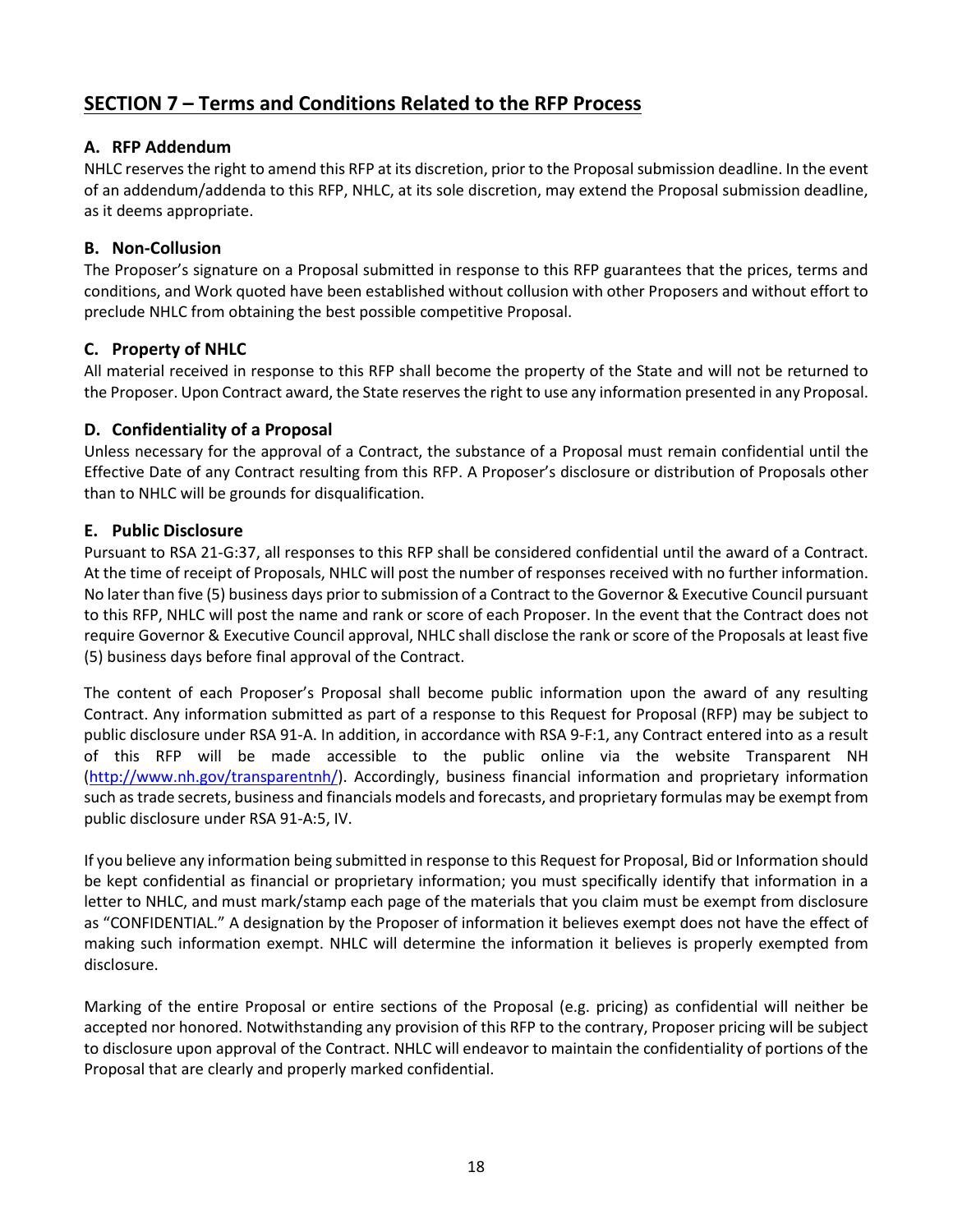## SECTION 7 – Terms and Conditions Related to the RFP Process

### A. RFP Addendum

NHLC reserves the right to amend this RFP at its discretion, prior to the Proposal submission deadline. In the event of an addendum/addenda to this RFP, NHLC, at its sole discretion, may extend the Proposal submission deadline, as it deems appropriate.

### B. Non-Collusion

The Proposer's signature on a Proposal submitted in response to this RFP guarantees that the prices, terms and conditions, and Work quoted have been established without collusion with other Proposers and without effort to preclude NHLC from obtaining the best possible competitive Proposal.

### C. Property of NHLC

All material received in response to this RFP shall become the property of the State and will not be returned to the Proposer. Upon Contract award, the State reserves the right to use any information presented in any Proposal.

### D. Confidentiality of a Proposal

Unless necessary for the approval of a Contract, the substance of a Proposal must remain confidential until the Effective Date of any Contract resulting from this RFP. A Proposer's disclosure or distribution of Proposals other than to NHLC will be grounds for disqualification.

### E. Public Disclosure

Pursuant to RSA 21-G:37, all responses to this RFP shall be considered confidential until the award of a Contract. At the time of receipt of Proposals, NHLC will post the number of responses received with no further information. No later than five (5) business days prior to submission of a Contract to the Governor & Executive Council pursuant to this RFP, NHLC will post the name and rank or score of each Proposer. In the event that the Contract does not require Governor & Executive Council approval, NHLC shall disclose the rank or score of the Proposals at least five (5) business days before final approval of the Contract.

The content of each Proposer's Proposal shall become public information upon the award of any resulting Contract. Any information submitted as part of a response to this Request for Proposal (RFP) may be subject to public disclosure under RSA 91-A. In addition, in accordance with RSA 9-F:1, any Contract entered into as a result of this RFP will be made accessible to the public online via the website Transparent NH (http://www.nh.gov/transparentnh/). Accordingly, business financial information and proprietary information such as trade secrets, business and financials models and forecasts, and proprietary formulas may be exempt from public disclosure under RSA 91-A:5, IV.

If you believe any information being submitted in response to this Request for Proposal, Bid or Information should be kept confidential as financial or proprietary information; you must specifically identify that information in a letter to NHLC, and must mark/stamp each page of the materials that you claim must be exempt from disclosure as "CONFIDENTIAL." A designation by the Proposer of information it believes exempt does not have the effect of making such information exempt. NHLC will determine the information it believes is properly exempted from disclosure.

Marking of the entire Proposal or entire sections of the Proposal (e.g. pricing) as confidential will neither be accepted nor honored. Notwithstanding any provision of this RFP to the contrary, Proposer pricing will be subject to disclosure upon approval of the Contract. NHLC will endeavor to maintain the confidentiality of portions of the Proposal that are clearly and properly marked confidential.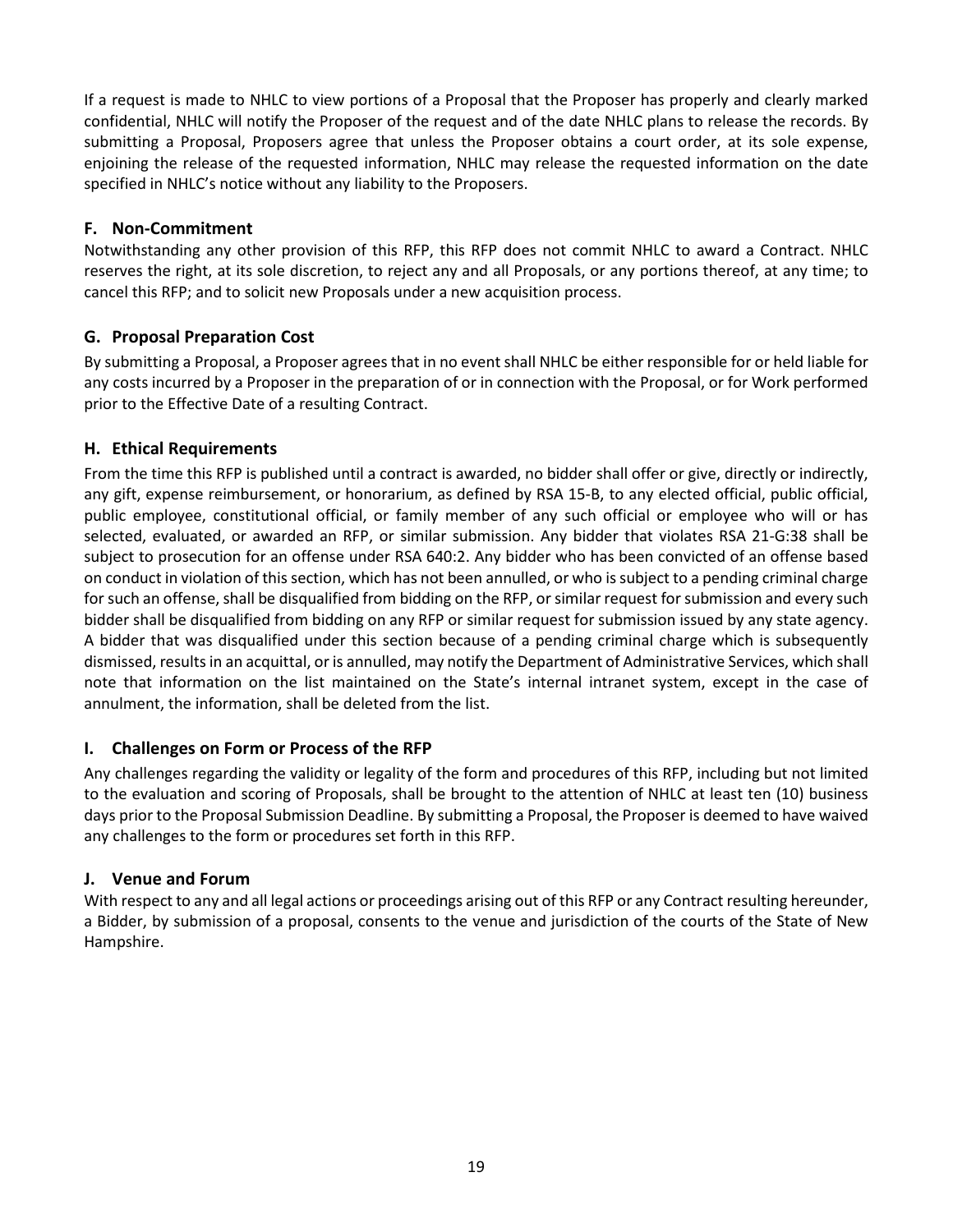If a request is made to NHLC to view portions of a Proposal that the Proposer has properly and clearly marked confidential, NHLC will notify the Proposer of the request and of the date NHLC plans to release the records. By submitting a Proposal, Proposers agree that unless the Proposer obtains a court order, at its sole expense, enjoining the release of the requested information, NHLC may release the requested information on the date specified in NHLC's notice without any liability to the Proposers.

### F. Non-Commitment

Notwithstanding any other provision of this RFP, this RFP does not commit NHLC to award a Contract. NHLC reserves the right, at its sole discretion, to reject any and all Proposals, or any portions thereof, at any time; to cancel this RFP; and to solicit new Proposals under a new acquisition process.

### G. Proposal Preparation Cost

By submitting a Proposal, a Proposer agrees that in no event shall NHLC be either responsible for or held liable for any costs incurred by a Proposer in the preparation of or in connection with the Proposal, or for Work performed prior to the Effective Date of a resulting Contract.

### H. Ethical Requirements

From the time this RFP is published until a contract is awarded, no bidder shall offer or give, directly or indirectly, any gift, expense reimbursement, or honorarium, as defined by RSA 15-B, to any elected official, public official, public employee, constitutional official, or family member of any such official or employee who will or has selected, evaluated, or awarded an RFP, or similar submission. Any bidder that violates RSA 21-G:38 shall be subject to prosecution for an offense under RSA 640:2. Any bidder who has been convicted of an offense based on conduct in violation of this section, which has not been annulled, or who is subject to a pending criminal charge for such an offense, shall be disqualified from bidding on the RFP, or similar request for submission and every such bidder shall be disqualified from bidding on any RFP or similar request for submission issued by any state agency. A bidder that was disqualified under this section because of a pending criminal charge which is subsequently dismissed, results in an acquittal, or is annulled, may notify the Department of Administrative Services, which shall note that information on the list maintained on the State's internal intranet system, except in the case of annulment, the information, shall be deleted from the list.

### I. Challenges on Form or Process of the RFP

Any challenges regarding the validity or legality of the form and procedures of this RFP, including but not limited to the evaluation and scoring of Proposals, shall be brought to the attention of NHLC at least ten (10) business days prior to the Proposal Submission Deadline. By submitting a Proposal, the Proposer is deemed to have waived any challenges to the form or procedures set forth in this RFP.

### J. Venue and Forum

With respect to any and all legal actions or proceedings arising out of this RFP or any Contract resulting hereunder, a Bidder, by submission of a proposal, consents to the venue and jurisdiction of the courts of the State of New Hampshire.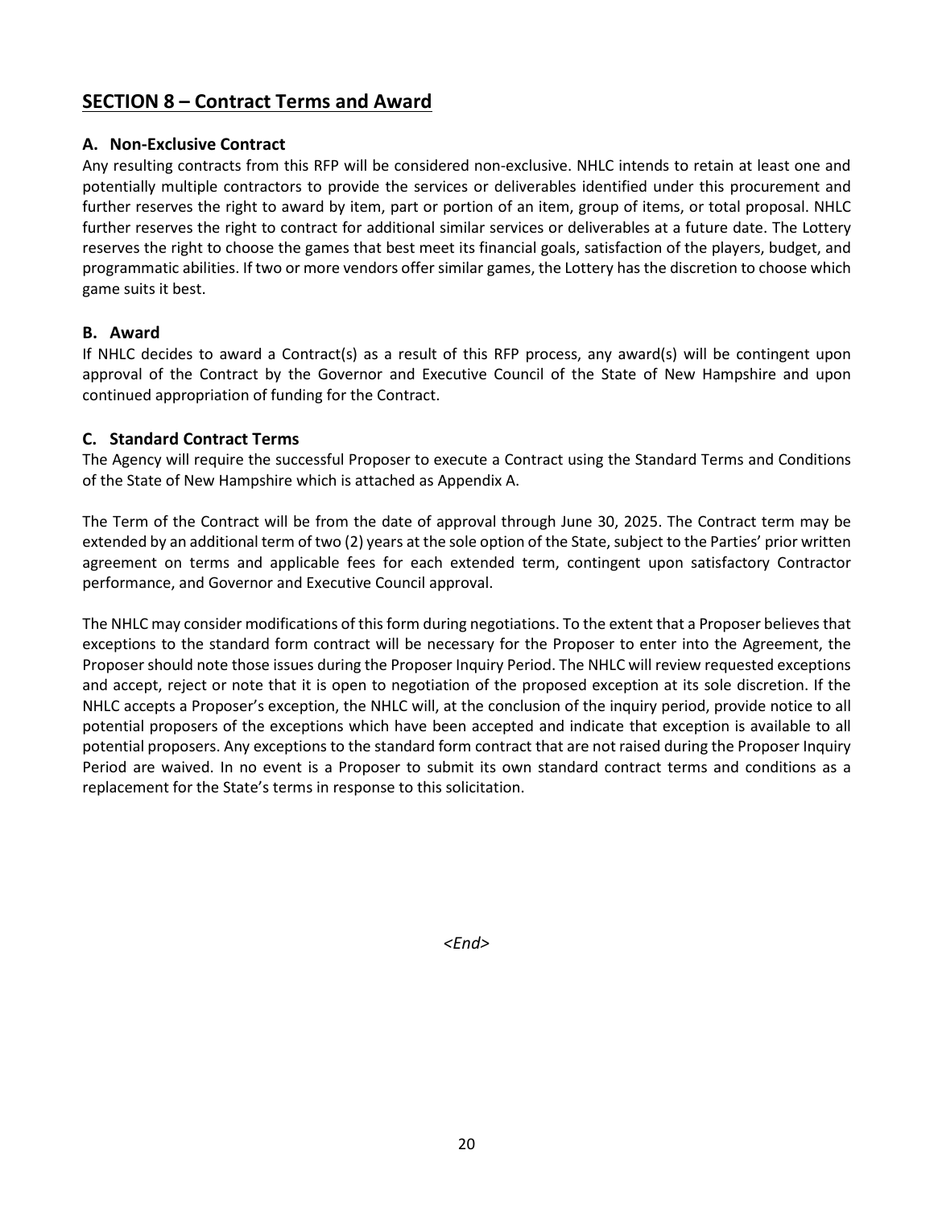## SECTION 8 – Contract Terms and Award

### A. Non-Exclusive Contract

Any resulting contracts from this RFP will be considered non-exclusive. NHLC intends to retain at least one and potentially multiple contractors to provide the services or deliverables identified under this procurement and further reserves the right to award by item, part or portion of an item, group of items, or total proposal. NHLC further reserves the right to contract for additional similar services or deliverables at a future date. The Lottery reserves the right to choose the games that best meet its financial goals, satisfaction of the players, budget, and programmatic abilities. If two or more vendors offer similar games, the Lottery has the discretion to choose which game suits it best.

### B. Award

If NHLC decides to award a Contract(s) as a result of this RFP process, any award(s) will be contingent upon approval of the Contract by the Governor and Executive Council of the State of New Hampshire and upon continued appropriation of funding for the Contract.

### C. Standard Contract Terms

The Agency will require the successful Proposer to execute a Contract using the Standard Terms and Conditions of the State of New Hampshire which is attached as Appendix A.

The Term of the Contract will be from the date of approval through June 30, 2025. The Contract term may be extended by an additional term of two (2) years at the sole option of the State, subject to the Parties' prior written agreement on terms and applicable fees for each extended term, contingent upon satisfactory Contractor performance, and Governor and Executive Council approval.

The NHLC may consider modifications of this form during negotiations. To the extent that a Proposer believes that exceptions to the standard form contract will be necessary for the Proposer to enter into the Agreement, the Proposer should note those issues during the Proposer Inquiry Period. The NHLC will review requested exceptions and accept, reject or note that it is open to negotiation of the proposed exception at its sole discretion. If the NHLC accepts a Proposer's exception, the NHLC will, at the conclusion of the inquiry period, provide notice to all potential proposers of the exceptions which have been accepted and indicate that exception is available to all potential proposers. Any exceptions to the standard form contract that are not raised during the Proposer Inquiry Period are waived. In no event is a Proposer to submit its own standard contract terms and conditions as a replacement for the State's terms in response to this solicitation.

*<End>*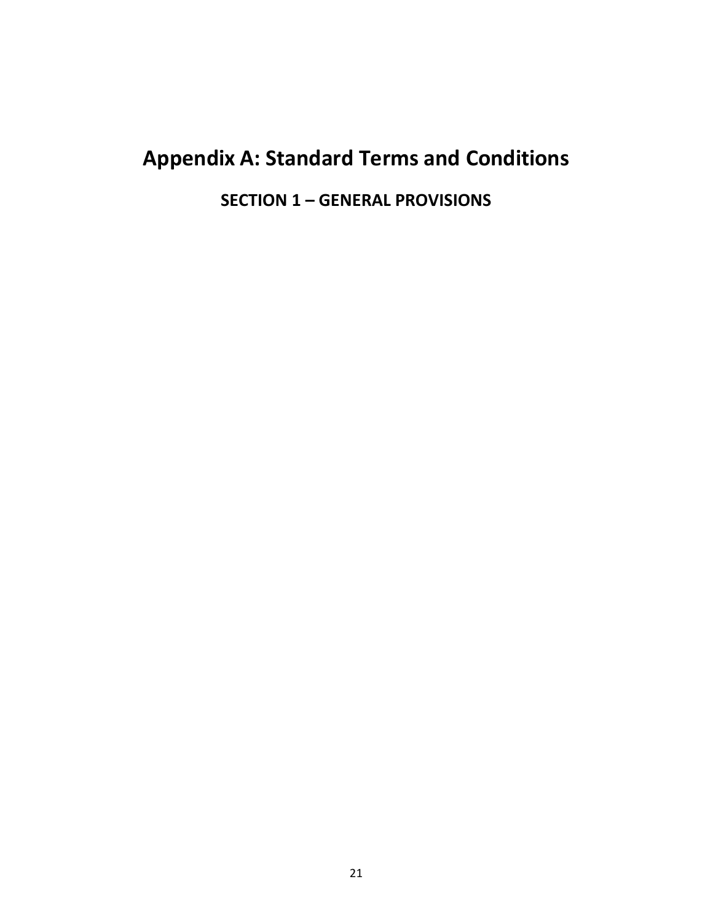# Appendix A: Standard Terms and Conditions

## SECTION 1 – GENERAL PROVISIONS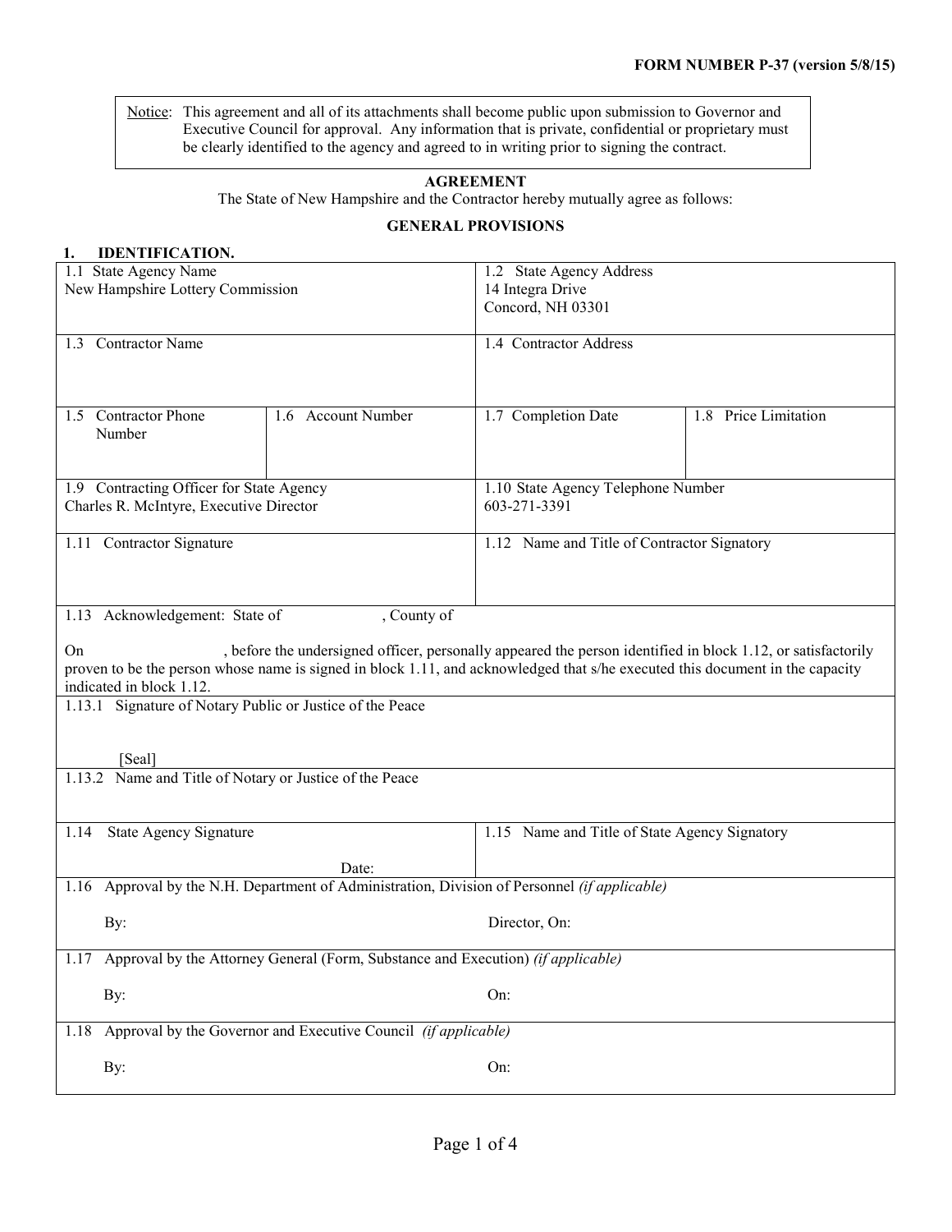**FORM NUMBER P-37 (version 5/8/15)**

> Notice: This agreement and all of its attachments shall become public upon submission to Governor and Executive Council for approval. Any information that is private, confidential or proprietary must be clearly identified to the agency and agreed to in writing prior to signing the contract.

**AGREEMENT**

The State of New Hampshire and the Contractor hereby mutually agree as follows:

**GENERAL PROVISIONS**

**1. IDENTIFICATION.**

| | | | |
|---|---|---|---|
| 1.1 State Agency Name<br>New Hampshire Lottery Commission | | 1.2 State Agency Address<br>14 Integra Drive<br>Concord, NH 03301 | |
| 1.3 Contractor Name | | 1.4 Contractor Address | |
| 1.5 Contractor Phone Number | 1.6 Account Number | 1.7 Completion Date | 1.8 Price Limitation |
| 1.9 Contracting Officer for State Agency<br>Charles R. McIntyre, Executive Director | | 1.10 State Agency Telephone Number<br>603-271-3391 | |
| 1.11 Contractor Signature | | 1.12 Name and Title of Contractor Signatory | |
| 1.13 Acknowledgement: State of , County of<br><br>On , before the undersigned officer, personally appeared the person identified in block 1.12, or satisfactorily proven to be the person whose name is signed in block 1.11, and acknowledged that s/he executed this document in the capacity indicated in block 1.12. | | | |
| 1.13.1 Signature of Notary Public or Justice of the Peace<br><br>[Seal] | | | |
| 1.13.2 Name and Title of Notary or Justice of the Peace | | | |
| 1.14 State Agency Signature<br><br>Date: | | 1.15 Name and Title of State Agency Signatory | |
| 1.16 Approval by the N.H. Department of Administration, Division of Personnel *(if applicable)*<br><br>By: Director, On: | | | |
| 1.17 Approval by the Attorney General (Form, Substance and Execution) *(if applicable)*<br><br>By: On: | | | |
| 1.18 Approval by the Governor and Executive Council *(if applicable)*<br><br>By: On: | | | |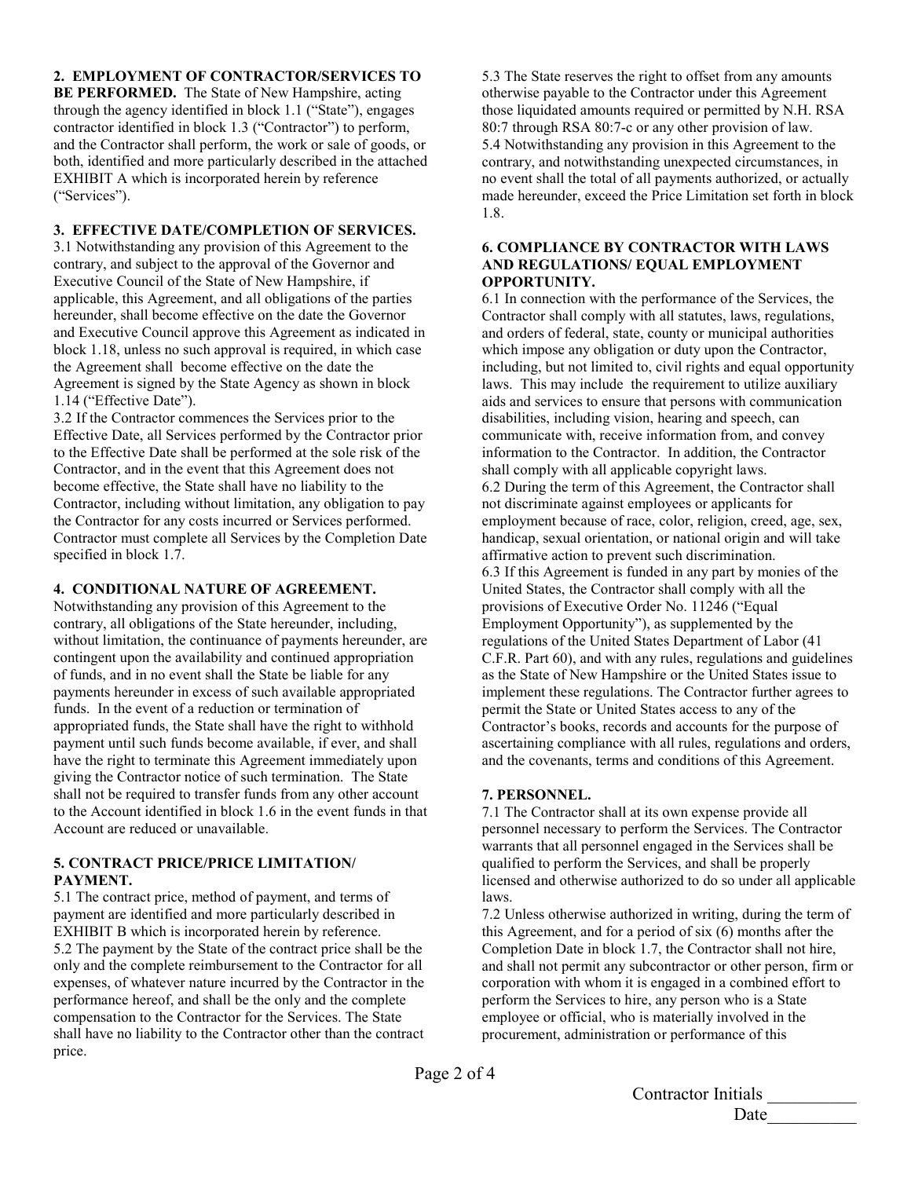**2. EMPLOYMENT OF CONTRACTOR/SERVICES TO BE PERFORMED.** The State of New Hampshire, acting through the agency identified in block 1.1 ("State"), engages contractor identified in block 1.3 ("Contractor") to perform, and the Contractor shall perform, the work or sale of goods, or both, identified and more particularly described in the attached EXHIBIT A which is incorporated herein by reference ("Services").

**3. EFFECTIVE DATE/COMPLETION OF SERVICES.**

3.1 Notwithstanding any provision of this Agreement to the contrary, and subject to the approval of the Governor and Executive Council of the State of New Hampshire, if applicable, this Agreement, and all obligations of the parties hereunder, shall become effective on the date the Governor and Executive Council approve this Agreement as indicated in block 1.18, unless no such approval is required, in which case the Agreement shall become effective on the date the Agreement is signed by the State Agency as shown in block 1.14 ("Effective Date").

3.2 If the Contractor commences the Services prior to the Effective Date, all Services performed by the Contractor prior to the Effective Date shall be performed at the sole risk of the Contractor, and in the event that this Agreement does not become effective, the State shall have no liability to the Contractor, including without limitation, any obligation to pay the Contractor for any costs incurred or Services performed. Contractor must complete all Services by the Completion Date specified in block 1.7.

**4. CONDITIONAL NATURE OF AGREEMENT.**

Notwithstanding any provision of this Agreement to the contrary, all obligations of the State hereunder, including, without limitation, the continuance of payments hereunder, are contingent upon the availability and continued appropriation of funds, and in no event shall the State be liable for any payments hereunder in excess of such available appropriated funds. In the event of a reduction or termination of appropriated funds, the State shall have the right to withhold payment until such funds become available, if ever, and shall have the right to terminate this Agreement immediately upon giving the Contractor notice of such termination. The State shall not be required to transfer funds from any other account to the Account identified in block 1.6 in the event funds in that Account are reduced or unavailable.

**5. CONTRACT PRICE/PRICE LIMITATION/ PAYMENT.**

5.1 The contract price, method of payment, and terms of payment are identified and more particularly described in EXHIBIT B which is incorporated herein by reference.

5.2 The payment by the State of the contract price shall be the only and the complete reimbursement to the Contractor for all expenses, of whatever nature incurred by the Contractor in the performance hereof, and shall be the only and the complete compensation to the Contractor for the Services. The State shall have no liability to the Contractor other than the contract price.

5.3 The State reserves the right to offset from any amounts otherwise payable to the Contractor under this Agreement those liquidated amounts required or permitted by N.H. RSA 80:7 through RSA 80:7-c or any other provision of law.

5.4 Notwithstanding any provision in this Agreement to the contrary, and notwithstanding unexpected circumstances, in no event shall the total of all payments authorized, or actually made hereunder, exceed the Price Limitation set forth in block 1.8.

**6. COMPLIANCE BY CONTRACTOR WITH LAWS AND REGULATIONS/ EQUAL EMPLOYMENT OPPORTUNITY.**

6.1 In connection with the performance of the Services, the Contractor shall comply with all statutes, laws, regulations, and orders of federal, state, county or municipal authorities which impose any obligation or duty upon the Contractor, including, but not limited to, civil rights and equal opportunity laws. This may include the requirement to utilize auxiliary aids and services to ensure that persons with communication disabilities, including vision, hearing and speech, can communicate with, receive information from, and convey information to the Contractor. In addition, the Contractor shall comply with all applicable copyright laws.

6.2 During the term of this Agreement, the Contractor shall not discriminate against employees or applicants for employment because of race, color, religion, creed, age, sex, handicap, sexual orientation, or national origin and will take affirmative action to prevent such discrimination.

6.3 If this Agreement is funded in any part by monies of the United States, the Contractor shall comply with all the provisions of Executive Order No. 11246 ("Equal Employment Opportunity"), as supplemented by the regulations of the United States Department of Labor (41 C.F.R. Part 60), and with any rules, regulations and guidelines as the State of New Hampshire or the United States issue to implement these regulations. The Contractor further agrees to permit the State or United States access to any of the Contractor's books, records and accounts for the purpose of ascertaining compliance with all rules, regulations and orders, and the covenants, terms and conditions of this Agreement.

**7. PERSONNEL.**

7.1 The Contractor shall at its own expense provide all personnel necessary to perform the Services. The Contractor warrants that all personnel engaged in the Services shall be qualified to perform the Services, and shall be properly licensed and otherwise authorized to do so under all applicable laws.

7.2 Unless otherwise authorized in writing, during the term of this Agreement, and for a period of six (6) months after the Completion Date in block 1.7, the Contractor shall not hire, and shall not permit any subcontractor or other person, firm or corporation with whom it is engaged in a combined effort to perform the Services to hire, any person who is a State employee or official, who is materially involved in the procurement, administration or performance of this

Contractor Initials __________

Date__________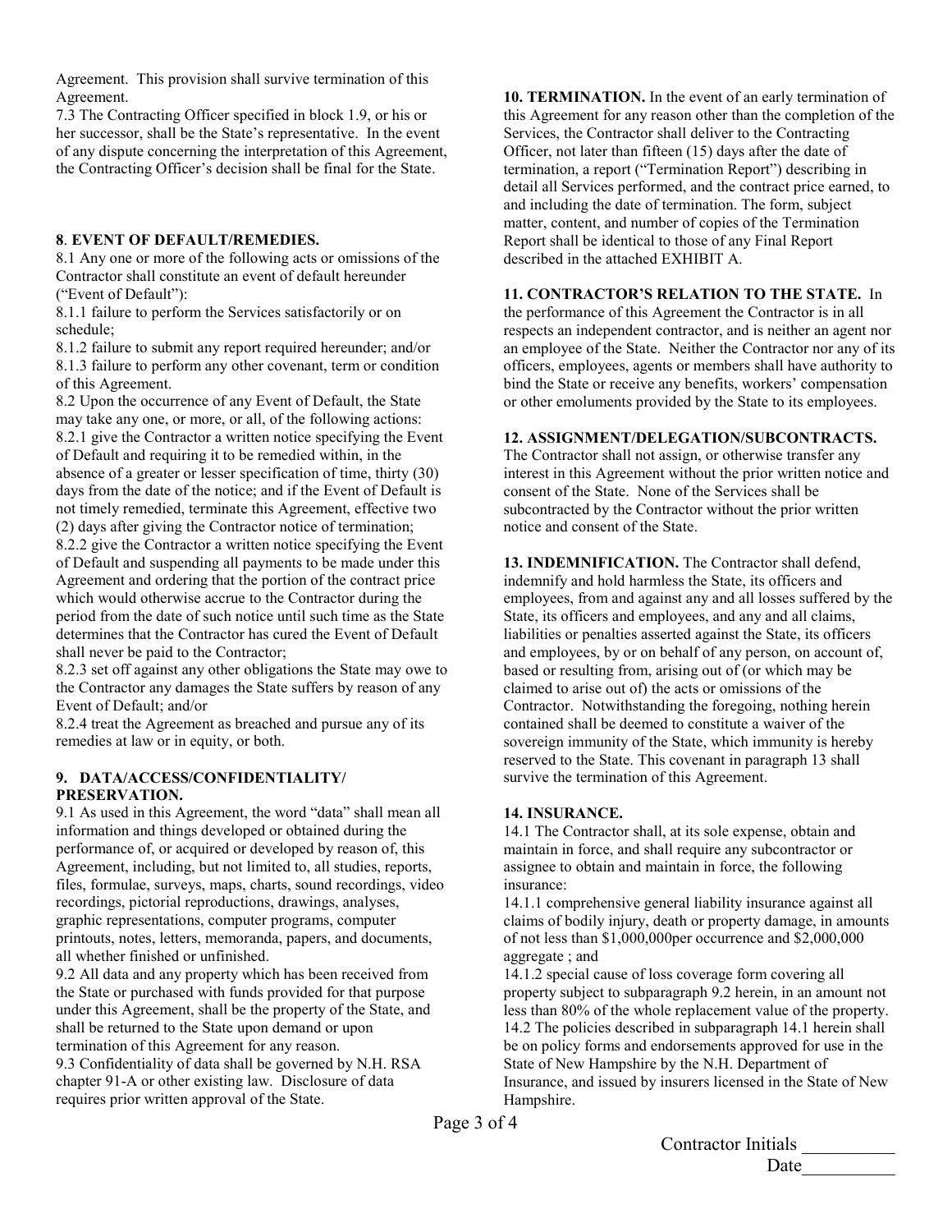Agreement. This provision shall survive termination of this Agreement.

7.3 The Contracting Officer specified in block 1.9, or his or her successor, shall be the State's representative. In the event of any dispute concerning the interpretation of this Agreement, the Contracting Officer's decision shall be final for the State.

**8. EVENT OF DEFAULT/REMEDIES.**

8.1 Any one or more of the following acts or omissions of the Contractor shall constitute an event of default hereunder ("Event of Default"):

8.1.1 failure to perform the Services satisfactorily or on schedule;

8.1.2 failure to submit any report required hereunder; and/or

8.1.3 failure to perform any other covenant, term or condition of this Agreement.

8.2 Upon the occurrence of any Event of Default, the State may take any one, or more, or all, of the following actions:

8.2.1 give the Contractor a written notice specifying the Event of Default and requiring it to be remedied within, in the absence of a greater or lesser specification of time, thirty (30) days from the date of the notice; and if the Event of Default is not timely remedied, terminate this Agreement, effective two (2) days after giving the Contractor notice of termination;

8.2.2 give the Contractor a written notice specifying the Event of Default and suspending all payments to be made under this Agreement and ordering that the portion of the contract price which would otherwise accrue to the Contractor during the period from the date of such notice until such time as the State determines that the Contractor has cured the Event of Default shall never be paid to the Contractor;

8.2.3 set off against any other obligations the State may owe to the Contractor any damages the State suffers by reason of any Event of Default; and/or

8.2.4 treat the Agreement as breached and pursue any of its remedies at law or in equity, or both.

**9. DATA/ACCESS/CONFIDENTIALITY/ PRESERVATION.**

9.1 As used in this Agreement, the word "data" shall mean all information and things developed or obtained during the performance of, or acquired or developed by reason of, this Agreement, including, but not limited to, all studies, reports, files, formulae, surveys, maps, charts, sound recordings, video recordings, pictorial reproductions, drawings, analyses, graphic representations, computer programs, computer printouts, notes, letters, memoranda, papers, and documents, all whether finished or unfinished.

9.2 All data and any property which has been received from the State or purchased with funds provided for that purpose under this Agreement, shall be the property of the State, and shall be returned to the State upon demand or upon termination of this Agreement for any reason.

9.3 Confidentiality of data shall be governed by N.H. RSA chapter 91-A or other existing law. Disclosure of data requires prior written approval of the State.

**10. TERMINATION.** In the event of an early termination of this Agreement for any reason other than the completion of the Services, the Contractor shall deliver to the Contracting Officer, not later than fifteen (15) days after the date of termination, a report ("Termination Report") describing in detail all Services performed, and the contract price earned, to and including the date of termination. The form, subject matter, content, and number of copies of the Termination Report shall be identical to those of any Final Report described in the attached EXHIBIT A.

**11. CONTRACTOR'S RELATION TO THE STATE.** In the performance of this Agreement the Contractor is in all respects an independent contractor, and is neither an agent nor an employee of the State. Neither the Contractor nor any of its officers, employees, agents or members shall have authority to bind the State or receive any benefits, workers' compensation or other emoluments provided by the State to its employees.

**12. ASSIGNMENT/DELEGATION/SUBCONTRACTS.** The Contractor shall not assign, or otherwise transfer any interest in this Agreement without the prior written notice and consent of the State. None of the Services shall be subcontracted by the Contractor without the prior written notice and consent of the State.

**13. INDEMNIFICATION.** The Contractor shall defend, indemnify and hold harmless the State, its officers and employees, from and against any and all losses suffered by the State, its officers and employees, and any and all claims, liabilities or penalties asserted against the State, its officers and employees, by or on behalf of any person, on account of, based or resulting from, arising out of (or which may be claimed to arise out of) the acts or omissions of the Contractor. Notwithstanding the foregoing, nothing herein contained shall be deemed to constitute a waiver of the sovereign immunity of the State, which immunity is hereby reserved to the State. This covenant in paragraph 13 shall survive the termination of this Agreement.

**14. INSURANCE.**

14.1 The Contractor shall, at its sole expense, obtain and maintain in force, and shall require any subcontractor or assignee to obtain and maintain in force, the following insurance:

14.1.1 comprehensive general liability insurance against all claims of bodily injury, death or property damage, in amounts of not less than $1,000,000per occurrence and $2,000,000 aggregate ; and

14.1.2 special cause of loss coverage form covering all property subject to subparagraph 9.2 herein, in an amount not less than 80% of the whole replacement value of the property.

14.2 The policies described in subparagraph 14.1 herein shall be on policy forms and endorsements approved for use in the State of New Hampshire by the N.H. Department of Insurance, and issued by insurers licensed in the State of New Hampshire.

Contractor Initials __________

Date__________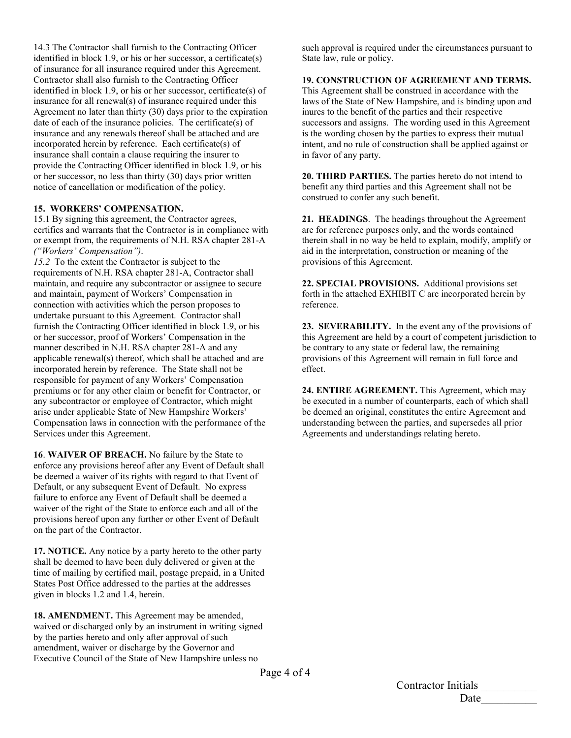14.3 The Contractor shall furnish to the Contracting Officer identified in block 1.9, or his or her successor, a certificate(s) of insurance for all insurance required under this Agreement. Contractor shall also furnish to the Contracting Officer identified in block 1.9, or his or her successor, certificate(s) of insurance for all renewal(s) of insurance required under this Agreement no later than thirty (30) days prior to the expiration date of each of the insurance policies. The certificate(s) of insurance and any renewals thereof shall be attached and are incorporated herein by reference. Each certificate(s) of insurance shall contain a clause requiring the insurer to provide the Contracting Officer identified in block 1.9, or his or her successor, no less than thirty (30) days prior written notice of cancellation or modification of the policy.

**15. WORKERS' COMPENSATION.**

15.1 By signing this agreement, the Contractor agrees, certifies and warrants that the Contractor is in compliance with or exempt from, the requirements of N.H. RSA chapter 281-A *("Workers' Compensation").*

*15.2* To the extent the Contractor is subject to the requirements of N.H. RSA chapter 281-A, Contractor shall maintain, and require any subcontractor or assignee to secure and maintain, payment of Workers' Compensation in connection with activities which the person proposes to undertake pursuant to this Agreement. Contractor shall furnish the Contracting Officer identified in block 1.9, or his or her successor, proof of Workers' Compensation in the manner described in N.H. RSA chapter 281-A and any applicable renewal(s) thereof, which shall be attached and are incorporated herein by reference. The State shall not be responsible for payment of any Workers' Compensation premiums or for any other claim or benefit for Contractor, or any subcontractor or employee of Contractor, which might arise under applicable State of New Hampshire Workers' Compensation laws in connection with the performance of the Services under this Agreement.

**16**. **WAIVER OF BREACH.** No failure by the State to enforce any provisions hereof after any Event of Default shall be deemed a waiver of its rights with regard to that Event of Default, or any subsequent Event of Default. No express failure to enforce any Event of Default shall be deemed a waiver of the right of the State to enforce each and all of the provisions hereof upon any further or other Event of Default on the part of the Contractor.

**17. NOTICE.** Any notice by a party hereto to the other party shall be deemed to have been duly delivered or given at the time of mailing by certified mail, postage prepaid, in a United States Post Office addressed to the parties at the addresses given in blocks 1.2 and 1.4, herein.

**18. AMENDMENT.** This Agreement may be amended, waived or discharged only by an instrument in writing signed by the parties hereto and only after approval of such amendment, waiver or discharge by the Governor and Executive Council of the State of New Hampshire unless no such approval is required under the circumstances pursuant to State law, rule or policy.

**19. CONSTRUCTION OF AGREEMENT AND TERMS.** This Agreement shall be construed in accordance with the laws of the State of New Hampshire, and is binding upon and inures to the benefit of the parties and their respective successors and assigns. The wording used in this Agreement is the wording chosen by the parties to express their mutual intent, and no rule of construction shall be applied against or in favor of any party.

**20. THIRD PARTIES.** The parties hereto do not intend to benefit any third parties and this Agreement shall not be construed to confer any such benefit.

**21. HEADINGS**. The headings throughout the Agreement are for reference purposes only, and the words contained therein shall in no way be held to explain, modify, amplify or aid in the interpretation, construction or meaning of the provisions of this Agreement.

**22. SPECIAL PROVISIONS.** Additional provisions set forth in the attached EXHIBIT C are incorporated herein by reference.

**23. SEVERABILITY.** In the event any of the provisions of this Agreement are held by a court of competent jurisdiction to be contrary to any state or federal law, the remaining provisions of this Agreement will remain in full force and effect.

**24. ENTIRE AGREEMENT.** This Agreement, which may be executed in a number of counterparts, each of which shall be deemed an original, constitutes the entire Agreement and understanding between the parties, and supersedes all prior Agreements and understandings relating hereto.

Contractor Initials __________

Date__________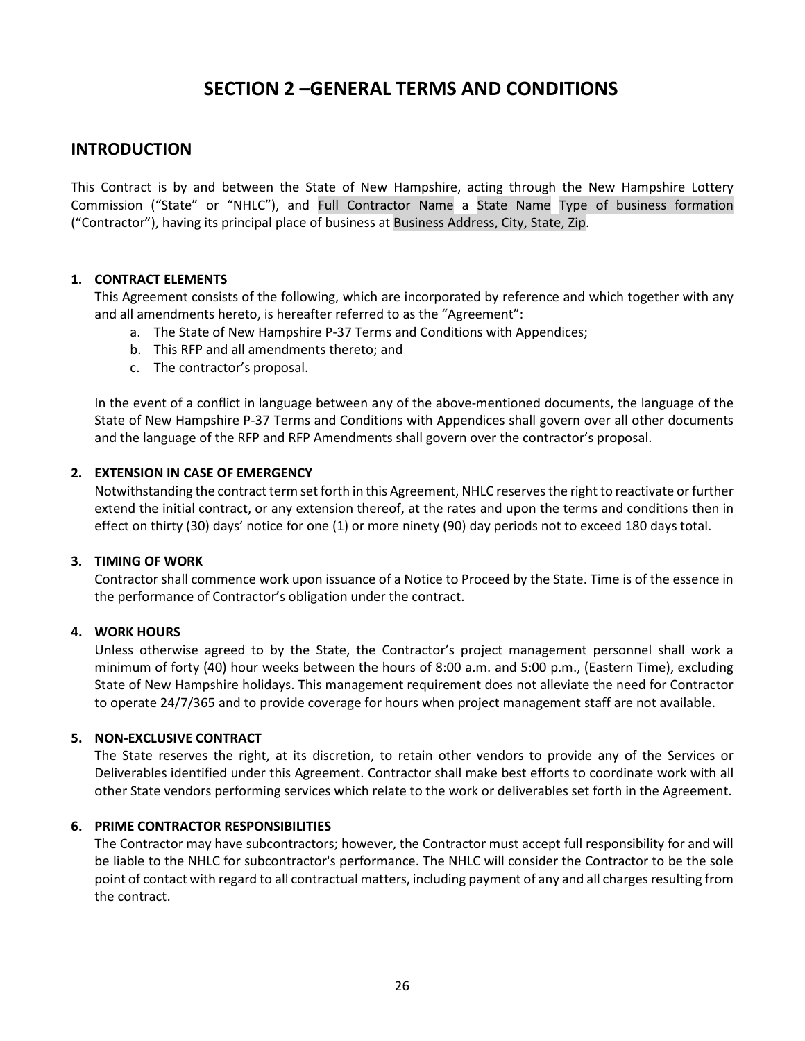# SECTION 2 –GENERAL TERMS AND CONDITIONS

## INTRODUCTION

This Contract is by and between the State of New Hampshire, acting through the New Hampshire Lottery Commission ("State" or "NHLC"), and Full Contractor Name a State Name Type of business formation ("Contractor"), having its principal place of business at Business Address, City, State, Zip.

**1. CONTRACT ELEMENTS**

This Agreement consists of the following, which are incorporated by reference and which together with any and all amendments hereto, is hereafter referred to as the "Agreement":

a. The State of New Hampshire P-37 Terms and Conditions with Appendices;
b. This RFP and all amendments thereto; and
c. The contractor's proposal.

In the event of a conflict in language between any of the above-mentioned documents, the language of the State of New Hampshire P-37 Terms and Conditions with Appendices shall govern over all other documents and the language of the RFP and RFP Amendments shall govern over the contractor's proposal.

**2. EXTENSION IN CASE OF EMERGENCY**

Notwithstanding the contract term set forth in this Agreement, NHLC reserves the right to reactivate or further extend the initial contract, or any extension thereof, at the rates and upon the terms and conditions then in effect on thirty (30) days' notice for one (1) or more ninety (90) day periods not to exceed 180 days total.

**3. TIMING OF WORK**

Contractor shall commence work upon issuance of a Notice to Proceed by the State. Time is of the essence in the performance of Contractor's obligation under the contract.

**4. WORK HOURS**

Unless otherwise agreed to by the State, the Contractor's project management personnel shall work a minimum of forty (40) hour weeks between the hours of 8:00 a.m. and 5:00 p.m., (Eastern Time), excluding State of New Hampshire holidays. This management requirement does not alleviate the need for Contractor to operate 24/7/365 and to provide coverage for hours when project management staff are not available.

**5. NON-EXCLUSIVE CONTRACT**

The State reserves the right, at its discretion, to retain other vendors to provide any of the Services or Deliverables identified under this Agreement. Contractor shall make best efforts to coordinate work with all other State vendors performing services which relate to the work or deliverables set forth in the Agreement.

**6. PRIME CONTRACTOR RESPONSIBILITIES**

The Contractor may have subcontractors; however, the Contractor must accept full responsibility for and will be liable to the NHLC for subcontractor's performance. The NHLC will consider the Contractor to be the sole point of contact with regard to all contractual matters, including payment of any and all charges resulting from the contract.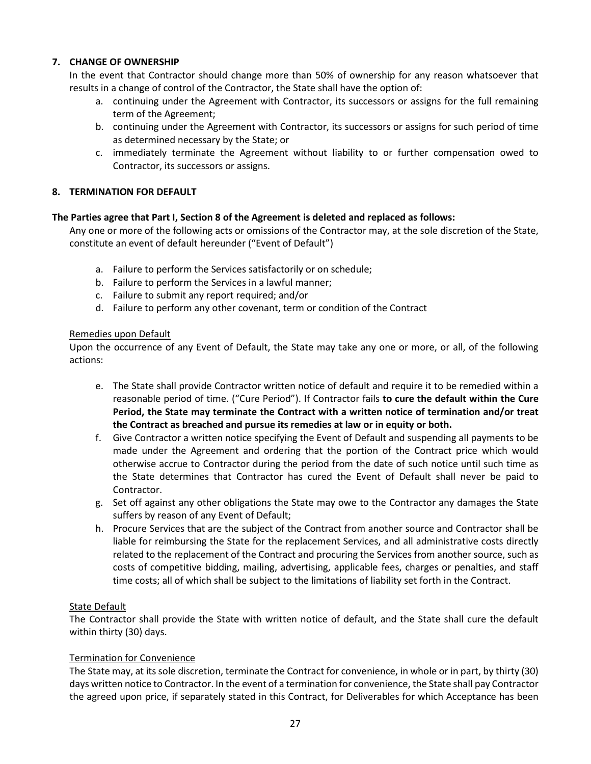## 7. CHANGE OF OWNERSHIP

In the event that Contractor should change more than 50% of ownership for any reason whatsoever that results in a change of control of the Contractor, the State shall have the option of:

a. continuing under the Agreement with Contractor, its successors or assigns for the full remaining term of the Agreement;
b. continuing under the Agreement with Contractor, its successors or assigns for such period of time as determined necessary by the State; or
c. immediately terminate the Agreement without liability to or further compensation owed to Contractor, its successors or assigns.

## 8. TERMINATION FOR DEFAULT

**The Parties agree that Part I, Section 8 of the Agreement is deleted and replaced as follows:**

Any one or more of the following acts or omissions of the Contractor may, at the sole discretion of the State, constitute an event of default hereunder ("Event of Default")

a. Failure to perform the Services satisfactorily or on schedule;
b. Failure to perform the Services in a lawful manner;
c. Failure to submit any report required; and/or
d. Failure to perform any other covenant, term or condition of the Contract

Remedies upon Default

Upon the occurrence of any Event of Default, the State may take any one or more, or all, of the following actions:

e. The State shall provide Contractor written notice of default and require it to be remedied within a reasonable period of time. ("Cure Period"). If Contractor fails **to cure the default within the Cure Period, the State may terminate the Contract with a written notice of termination and/or treat the Contract as breached and pursue its remedies at law or in equity or both.**
f. Give Contractor a written notice specifying the Event of Default and suspending all payments to be made under the Agreement and ordering that the portion of the Contract price which would otherwise accrue to Contractor during the period from the date of such notice until such time as the State determines that Contractor has cured the Event of Default shall never be paid to Contractor.
g. Set off against any other obligations the State may owe to the Contractor any damages the State suffers by reason of any Event of Default;
h. Procure Services that are the subject of the Contract from another source and Contractor shall be liable for reimbursing the State for the replacement Services, and all administrative costs directly related to the replacement of the Contract and procuring the Services from another source, such as costs of competitive bidding, mailing, advertising, applicable fees, charges or penalties, and staff time costs; all of which shall be subject to the limitations of liability set forth in the Contract.

State Default

The Contractor shall provide the State with written notice of default, and the State shall cure the default within thirty (30) days.

Termination for Convenience

The State may, at its sole discretion, terminate the Contract for convenience, in whole or in part, by thirty (30) days written notice to Contractor. In the event of a termination for convenience, the State shall pay Contractor the agreed upon price, if separately stated in this Contract, for Deliverables for which Acceptance has been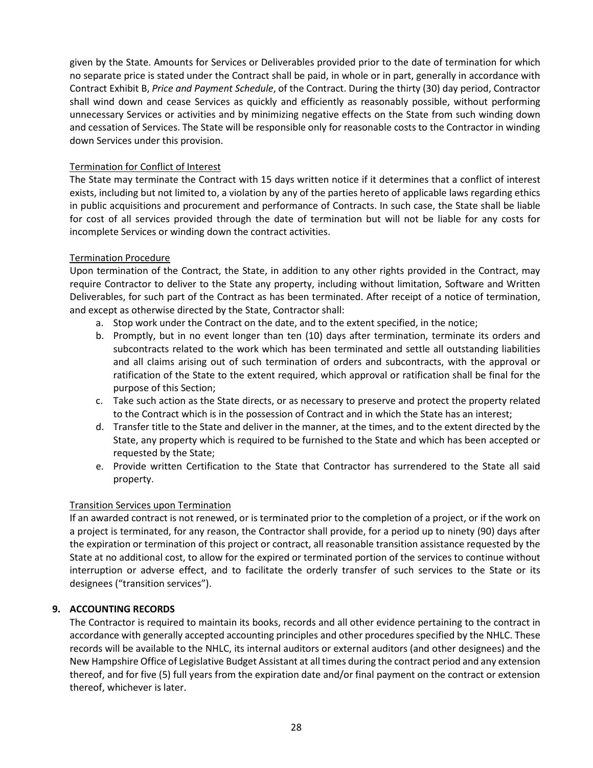given by the State. Amounts for Services or Deliverables provided prior to the date of termination for which no separate price is stated under the Contract shall be paid, in whole or in part, generally in accordance with Contract Exhibit B, *Price and Payment Schedule*, of the Contract. During the thirty (30) day period, Contractor shall wind down and cease Services as quickly and efficiently as reasonably possible, without performing unnecessary Services or activities and by minimizing negative effects on the State from such winding down and cessation of Services. The State will be responsible only for reasonable costs to the Contractor in winding down Services under this provision.

Termination for Conflict of Interest

The State may terminate the Contract with 15 days written notice if it determines that a conflict of interest exists, including but not limited to, a violation by any of the parties hereto of applicable laws regarding ethics in public acquisitions and procurement and performance of Contracts. In such case, the State shall be liable for cost of all services provided through the date of termination but will not be liable for any costs for incomplete Services or winding down the contract activities.

Termination Procedure

Upon termination of the Contract, the State, in addition to any other rights provided in the Contract, may require Contractor to deliver to the State any property, including without limitation, Software and Written Deliverables, for such part of the Contract as has been terminated. After receipt of a notice of termination, and except as otherwise directed by the State, Contractor shall:

a. Stop work under the Contract on the date, and to the extent specified, in the notice;
b. Promptly, but in no event longer than ten (10) days after termination, terminate its orders and subcontracts related to the work which has been terminated and settle all outstanding liabilities and all claims arising out of such termination of orders and subcontracts, with the approval or ratification of the State to the extent required, which approval or ratification shall be final for the purpose of this Section;
c. Take such action as the State directs, or as necessary to preserve and protect the property related to the Contract which is in the possession of Contract and in which the State has an interest;
d. Transfer title to the State and deliver in the manner, at the times, and to the extent directed by the State, any property which is required to be furnished to the State and which has been accepted or requested by the State;
e. Provide written Certification to the State that Contractor has surrendered to the State all said property.

Transition Services upon Termination

If an awarded contract is not renewed, or is terminated prior to the completion of a project, or if the work on a project is terminated, for any reason, the Contractor shall provide, for a period up to ninety (90) days after the expiration or termination of this project or contract, all reasonable transition assistance requested by the State at no additional cost, to allow for the expired or terminated portion of the services to continue without interruption or adverse effect, and to facilitate the orderly transfer of such services to the State or its designees ("transition services").

**9. ACCOUNTING RECORDS**

The Contractor is required to maintain its books, records and all other evidence pertaining to the contract in accordance with generally accepted accounting principles and other procedures specified by the NHLC. These records will be available to the NHLC, its internal auditors or external auditors (and other designees) and the New Hampshire Office of Legislative Budget Assistant at all times during the contract period and any extension thereof, and for five (5) full years from the expiration date and/or final payment on the contract or extension thereof, whichever is later.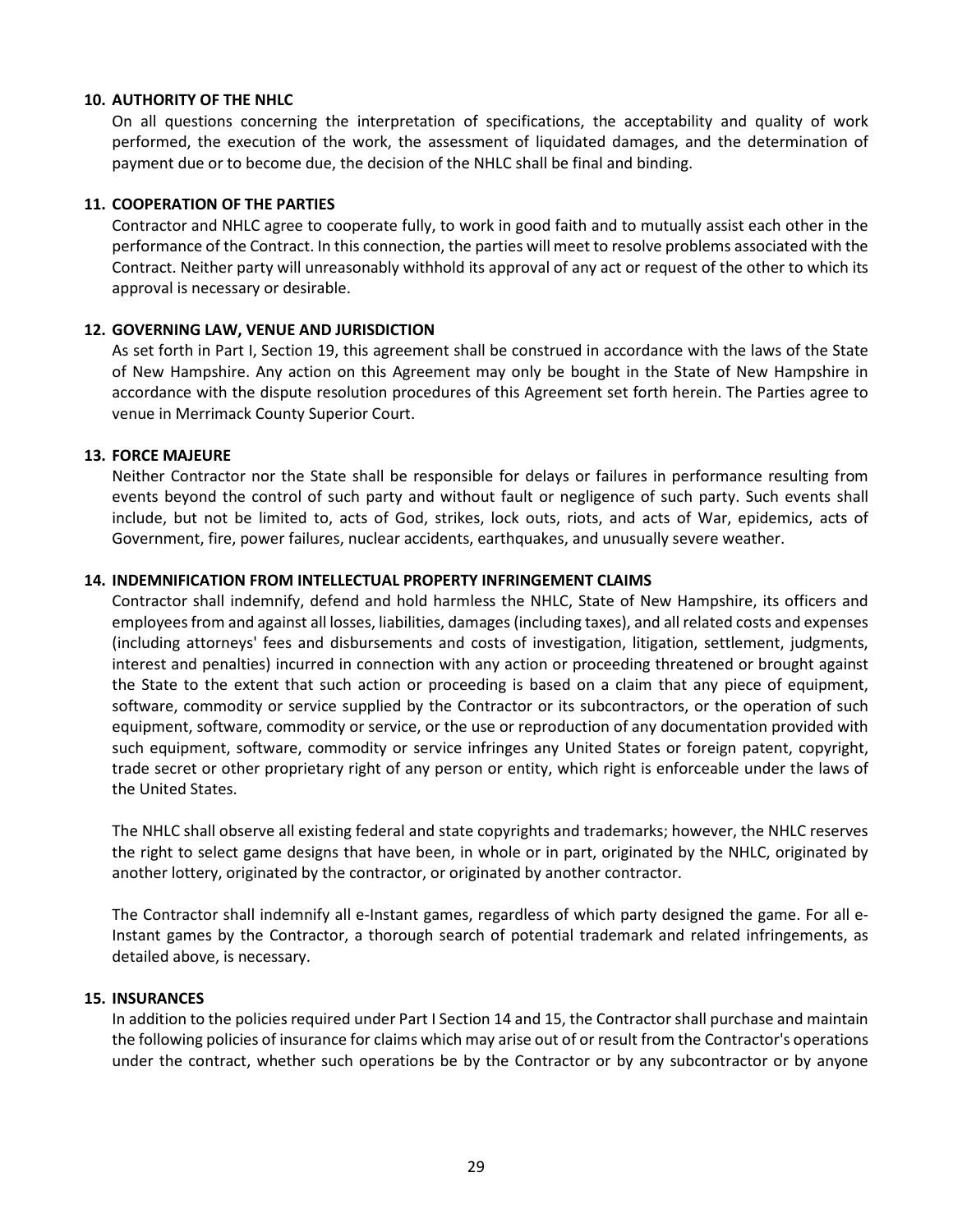**10. AUTHORITY OF THE NHLC**

On all questions concerning the interpretation of specifications, the acceptability and quality of work performed, the execution of the work, the assessment of liquidated damages, and the determination of payment due or to become due, the decision of the NHLC shall be final and binding.

**11. COOPERATION OF THE PARTIES**

Contractor and NHLC agree to cooperate fully, to work in good faith and to mutually assist each other in the performance of the Contract. In this connection, the parties will meet to resolve problems associated with the Contract. Neither party will unreasonably withhold its approval of any act or request of the other to which its approval is necessary or desirable.

**12. GOVERNING LAW, VENUE AND JURISDICTION**

As set forth in Part I, Section 19, this agreement shall be construed in accordance with the laws of the State of New Hampshire. Any action on this Agreement may only be bought in the State of New Hampshire in accordance with the dispute resolution procedures of this Agreement set forth herein. The Parties agree to venue in Merrimack County Superior Court.

**13. FORCE MAJEURE**

Neither Contractor nor the State shall be responsible for delays or failures in performance resulting from events beyond the control of such party and without fault or negligence of such party. Such events shall include, but not be limited to, acts of God, strikes, lock outs, riots, and acts of War, epidemics, acts of Government, fire, power failures, nuclear accidents, earthquakes, and unusually severe weather.

**14. INDEMNIFICATION FROM INTELLECTUAL PROPERTY INFRINGEMENT CLAIMS**

Contractor shall indemnify, defend and hold harmless the NHLC, State of New Hampshire, its officers and employees from and against all losses, liabilities, damages (including taxes), and all related costs and expenses (including attorneys' fees and disbursements and costs of investigation, litigation, settlement, judgments, interest and penalties) incurred in connection with any action or proceeding threatened or brought against the State to the extent that such action or proceeding is based on a claim that any piece of equipment, software, commodity or service supplied by the Contractor or its subcontractors, or the operation of such equipment, software, commodity or service, or the use or reproduction of any documentation provided with such equipment, software, commodity or service infringes any United States or foreign patent, copyright, trade secret or other proprietary right of any person or entity, which right is enforceable under the laws of the United States.

The NHLC shall observe all existing federal and state copyrights and trademarks; however, the NHLC reserves the right to select game designs that have been, in whole or in part, originated by the NHLC, originated by another lottery, originated by the contractor, or originated by another contractor.

The Contractor shall indemnify all e-Instant games, regardless of which party designed the game. For all e-Instant games by the Contractor, a thorough search of potential trademark and related infringements, as detailed above, is necessary.

**15. INSURANCES**

In addition to the policies required under Part I Section 14 and 15, the Contractor shall purchase and maintain the following policies of insurance for claims which may arise out of or result from the Contractor's operations under the contract, whether such operations be by the Contractor or by any subcontractor or by anyone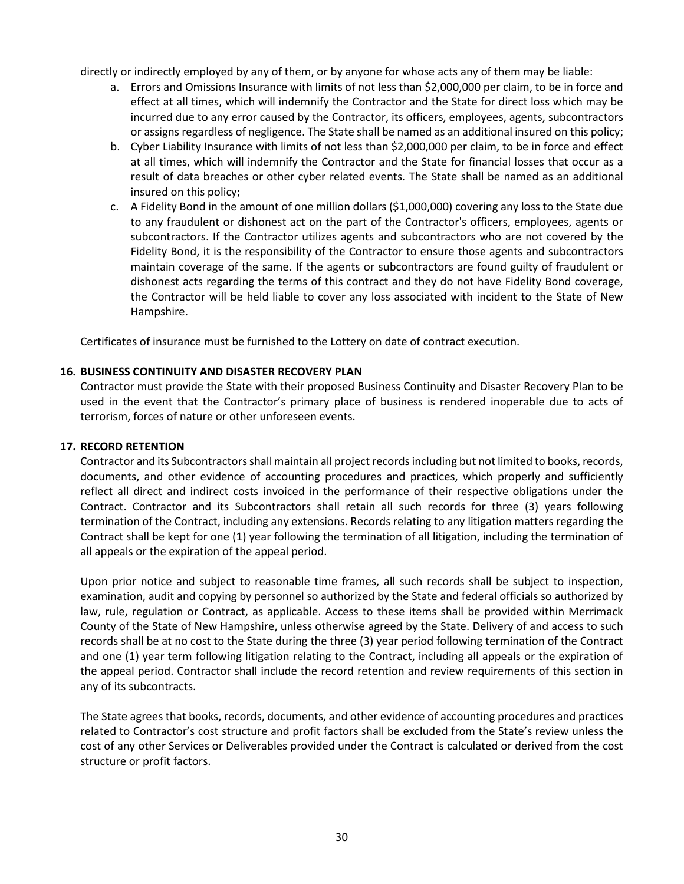directly or indirectly employed by any of them, or by anyone for whose acts any of them may be liable:

a. Errors and Omissions Insurance with limits of not less than $2,000,000 per claim, to be in force and effect at all times, which will indemnify the Contractor and the State for direct loss which may be incurred due to any error caused by the Contractor, its officers, employees, agents, subcontractors or assigns regardless of negligence. The State shall be named as an additional insured on this policy;
b. Cyber Liability Insurance with limits of not less than $2,000,000 per claim, to be in force and effect at all times, which will indemnify the Contractor and the State for financial losses that occur as a result of data breaches or other cyber related events. The State shall be named as an additional insured on this policy;
c. A Fidelity Bond in the amount of one million dollars ($1,000,000) covering any loss to the State due to any fraudulent or dishonest act on the part of the Contractor's officers, employees, agents or subcontractors. If the Contractor utilizes agents and subcontractors who are not covered by the Fidelity Bond, it is the responsibility of the Contractor to ensure those agents and subcontractors maintain coverage of the same. If the agents or subcontractors are found guilty of fraudulent or dishonest acts regarding the terms of this contract and they do not have Fidelity Bond coverage, the Contractor will be held liable to cover any loss associated with incident to the State of New Hampshire.

Certificates of insurance must be furnished to the Lottery on date of contract execution.

## 16. BUSINESS CONTINUITY AND DISASTER RECOVERY PLAN

Contractor must provide the State with their proposed Business Continuity and Disaster Recovery Plan to be used in the event that the Contractor's primary place of business is rendered inoperable due to acts of terrorism, forces of nature or other unforeseen events.

## 17. RECORD RETENTION

Contractor and its Subcontractors shall maintain all project records including but not limited to books, records, documents, and other evidence of accounting procedures and practices, which properly and sufficiently reflect all direct and indirect costs invoiced in the performance of their respective obligations under the Contract. Contractor and its Subcontractors shall retain all such records for three (3) years following termination of the Contract, including any extensions. Records relating to any litigation matters regarding the Contract shall be kept for one (1) year following the termination of all litigation, including the termination of all appeals or the expiration of the appeal period.

Upon prior notice and subject to reasonable time frames, all such records shall be subject to inspection, examination, audit and copying by personnel so authorized by the State and federal officials so authorized by law, rule, regulation or Contract, as applicable. Access to these items shall be provided within Merrimack County of the State of New Hampshire, unless otherwise agreed by the State. Delivery of and access to such records shall be at no cost to the State during the three (3) year period following termination of the Contract and one (1) year term following litigation relating to the Contract, including all appeals or the expiration of the appeal period. Contractor shall include the record retention and review requirements of this section in any of its subcontracts.

The State agrees that books, records, documents, and other evidence of accounting procedures and practices related to Contractor's cost structure and profit factors shall be excluded from the State's review unless the cost of any other Services or Deliverables provided under the Contract is calculated or derived from the cost structure or profit factors.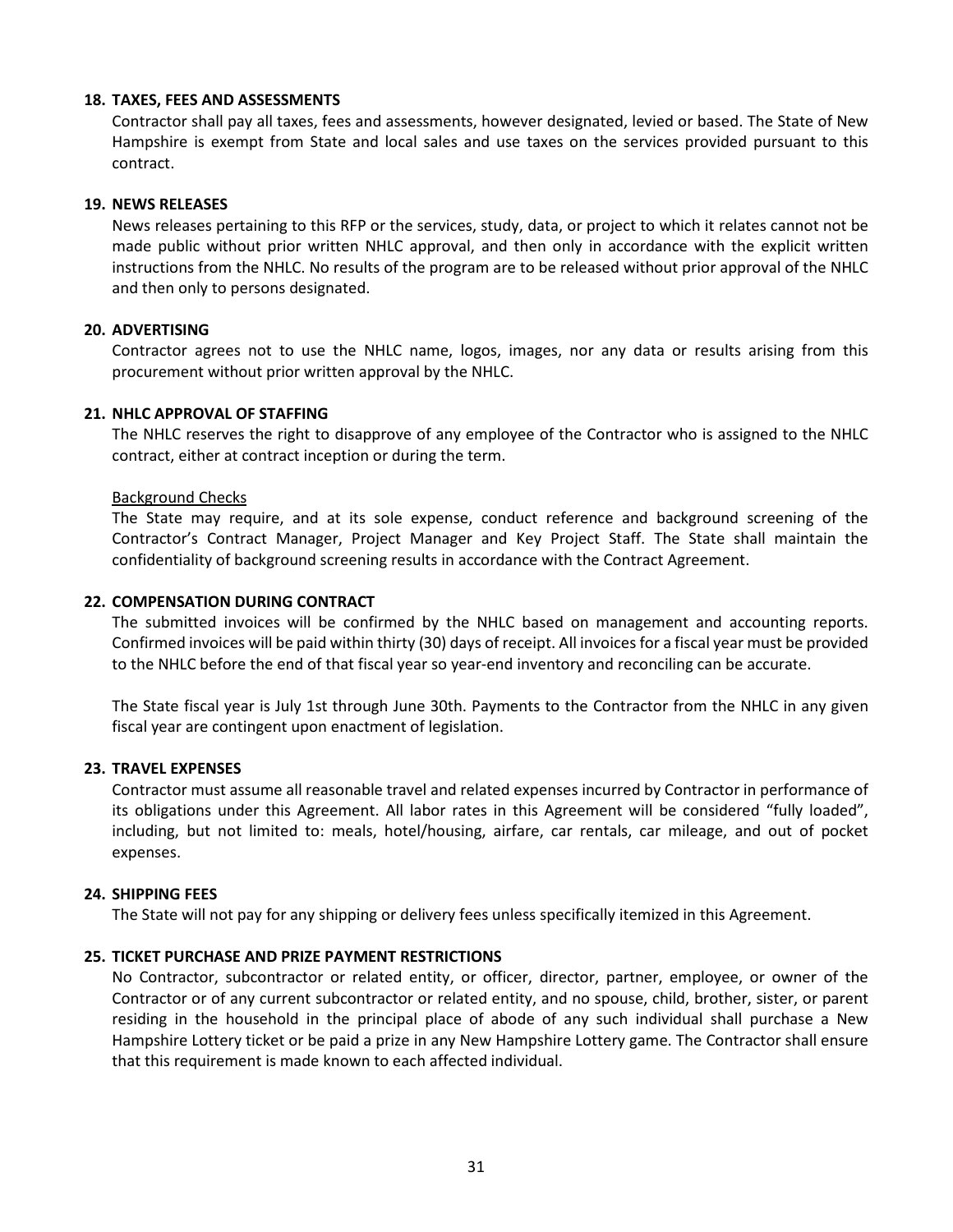### 18. TAXES, FEES AND ASSESSMENTS

Contractor shall pay all taxes, fees and assessments, however designated, levied or based. The State of New Hampshire is exempt from State and local sales and use taxes on the services provided pursuant to this contract.

### 19. NEWS RELEASES

News releases pertaining to this RFP or the services, study, data, or project to which it relates cannot not be made public without prior written NHLC approval, and then only in accordance with the explicit written instructions from the NHLC. No results of the program are to be released without prior approval of the NHLC and then only to persons designated.

### 20. ADVERTISING

Contractor agrees not to use the NHLC name, logos, images, nor any data or results arising from this procurement without prior written approval by the NHLC.

### 21. NHLC APPROVAL OF STAFFING

The NHLC reserves the right to disapprove of any employee of the Contractor who is assigned to the NHLC contract, either at contract inception or during the term.

Background Checks

The State may require, and at its sole expense, conduct reference and background screening of the Contractor's Contract Manager, Project Manager and Key Project Staff. The State shall maintain the confidentiality of background screening results in accordance with the Contract Agreement.

### 22. COMPENSATION DURING CONTRACT

The submitted invoices will be confirmed by the NHLC based on management and accounting reports. Confirmed invoices will be paid within thirty (30) days of receipt. All invoices for a fiscal year must be provided to the NHLC before the end of that fiscal year so year-end inventory and reconciling can be accurate.

The State fiscal year is July 1st through June 30th. Payments to the Contractor from the NHLC in any given fiscal year are contingent upon enactment of legislation.

### 23. TRAVEL EXPENSES

Contractor must assume all reasonable travel and related expenses incurred by Contractor in performance of its obligations under this Agreement. All labor rates in this Agreement will be considered "fully loaded", including, but not limited to: meals, hotel/housing, airfare, car rentals, car mileage, and out of pocket expenses.

### 24. SHIPPING FEES

The State will not pay for any shipping or delivery fees unless specifically itemized in this Agreement.

### 25. TICKET PURCHASE AND PRIZE PAYMENT RESTRICTIONS

No Contractor, subcontractor or related entity, or officer, director, partner, employee, or owner of the Contractor or of any current subcontractor or related entity, and no spouse, child, brother, sister, or parent residing in the household in the principal place of abode of any such individual shall purchase a New Hampshire Lottery ticket or be paid a prize in any New Hampshire Lottery game. The Contractor shall ensure that this requirement is made known to each affected individual.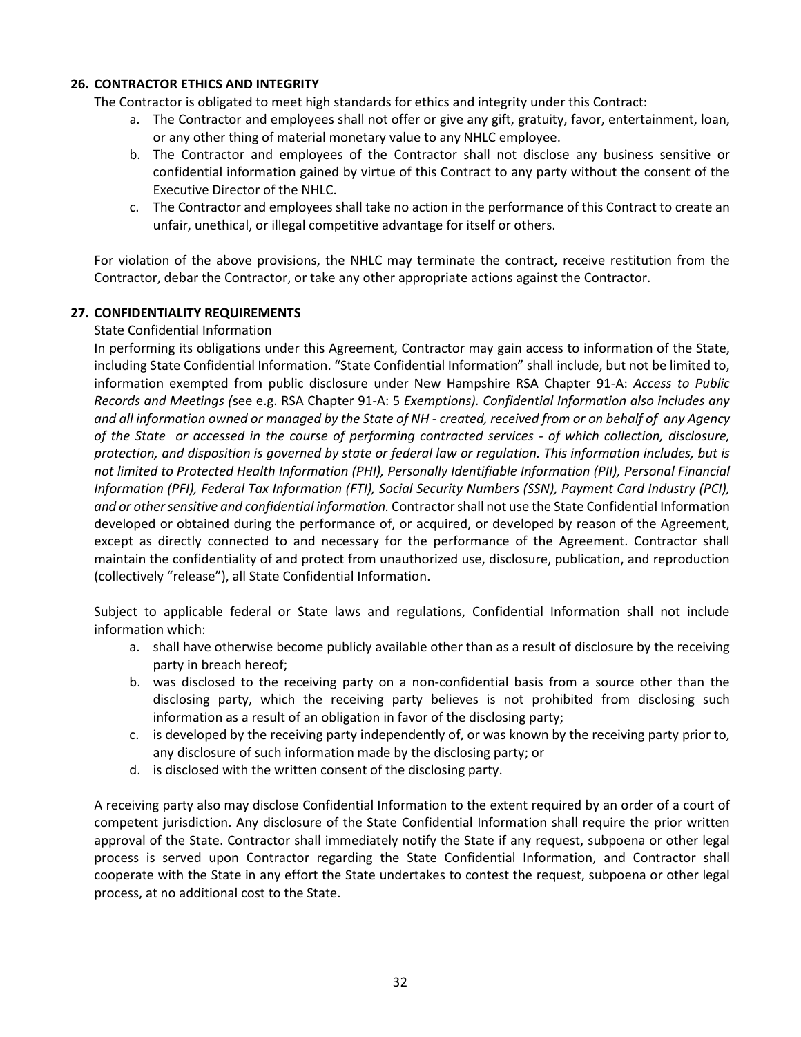### 26. CONTRACTOR ETHICS AND INTEGRITY

The Contractor is obligated to meet high standards for ethics and integrity under this Contract:

a. The Contractor and employees shall not offer or give any gift, gratuity, favor, entertainment, loan, or any other thing of material monetary value to any NHLC employee.
b. The Contractor and employees of the Contractor shall not disclose any business sensitive or confidential information gained by virtue of this Contract to any party without the consent of the Executive Director of the NHLC.
c. The Contractor and employees shall take no action in the performance of this Contract to create an unfair, unethical, or illegal competitive advantage for itself or others.

For violation of the above provisions, the NHLC may terminate the contract, receive restitution from the Contractor, debar the Contractor, or take any other appropriate actions against the Contractor.

### 27. CONFIDENTIALITY REQUIREMENTS

<u>State Confidential Information</u>

In performing its obligations under this Agreement, Contractor may gain access to information of the State, including State Confidential Information. "State Confidential Information" shall include, but not be limited to, information exempted from public disclosure under New Hampshire RSA Chapter 91-A: *Access to Public Records and Meetings (*see e.g. RSA Chapter 91-A: 5 *Exemptions). Confidential Information also includes any and all information owned or managed by the State of NH - created, received from or on behalf of any Agency of the State or accessed in the course of performing contracted services - of which collection, disclosure, protection, and disposition is governed by state or federal law or regulation. This information includes, but is not limited to Protected Health Information (PHI), Personally Identifiable Information (PII), Personal Financial Information (PFI), Federal Tax Information (FTI), Social Security Numbers (SSN), Payment Card Industry (PCI), and or other sensitive and confidential information.* Contractor shall not use the State Confidential Information developed or obtained during the performance of, or acquired, or developed by reason of the Agreement, except as directly connected to and necessary for the performance of the Agreement. Contractor shall maintain the confidentiality of and protect from unauthorized use, disclosure, publication, and reproduction (collectively "release"), all State Confidential Information.

Subject to applicable federal or State laws and regulations, Confidential Information shall not include information which:

a. shall have otherwise become publicly available other than as a result of disclosure by the receiving party in breach hereof;
b. was disclosed to the receiving party on a non-confidential basis from a source other than the disclosing party, which the receiving party believes is not prohibited from disclosing such information as a result of an obligation in favor of the disclosing party;
c. is developed by the receiving party independently of, or was known by the receiving party prior to, any disclosure of such information made by the disclosing party; or
d. is disclosed with the written consent of the disclosing party.

A receiving party also may disclose Confidential Information to the extent required by an order of a court of competent jurisdiction. Any disclosure of the State Confidential Information shall require the prior written approval of the State. Contractor shall immediately notify the State if any request, subpoena or other legal process is served upon Contractor regarding the State Confidential Information, and Contractor shall cooperate with the State in any effort the State undertakes to contest the request, subpoena or other legal process, at no additional cost to the State.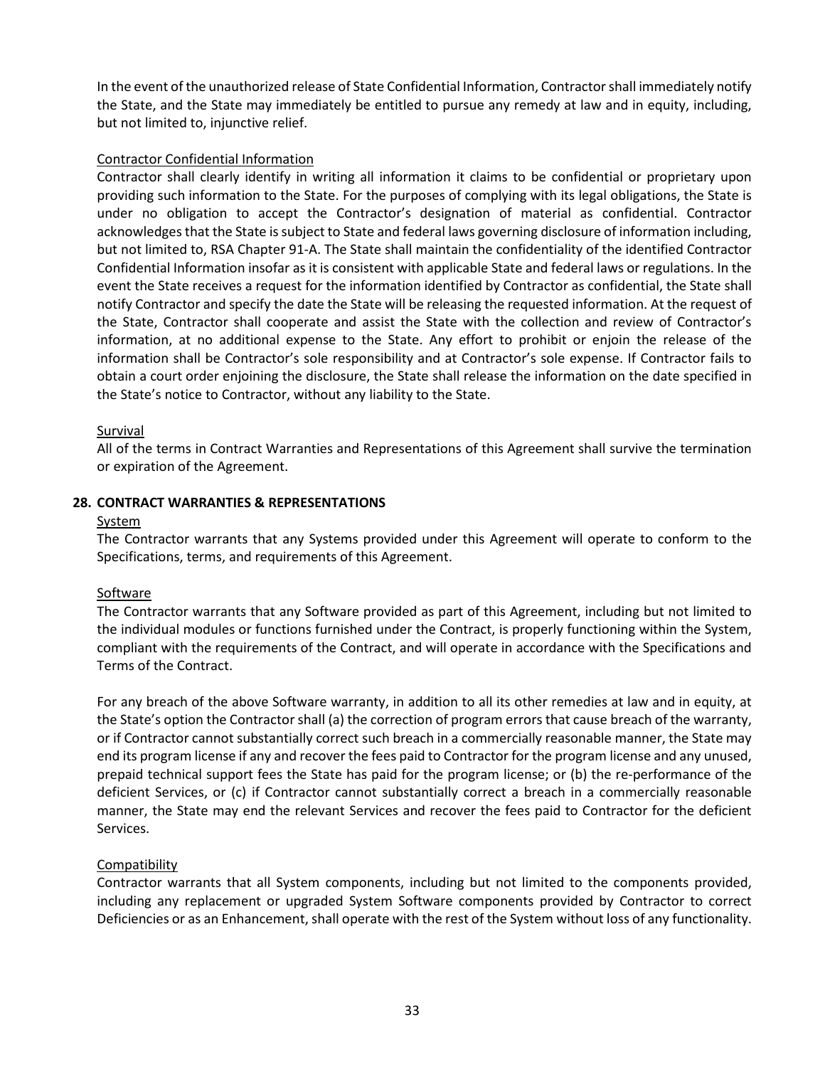In the event of the unauthorized release of State Confidential Information, Contractor shall immediately notify the State, and the State may immediately be entitled to pursue any remedy at law and in equity, including, but not limited to, injunctive relief.

Contractor Confidential Information

Contractor shall clearly identify in writing all information it claims to be confidential or proprietary upon providing such information to the State. For the purposes of complying with its legal obligations, the State is under no obligation to accept the Contractor's designation of material as confidential. Contractor acknowledges that the State is subject to State and federal laws governing disclosure of information including, but not limited to, RSA Chapter 91-A. The State shall maintain the confidentiality of the identified Contractor Confidential Information insofar as it is consistent with applicable State and federal laws or regulations. In the event the State receives a request for the information identified by Contractor as confidential, the State shall notify Contractor and specify the date the State will be releasing the requested information. At the request of the State, Contractor shall cooperate and assist the State with the collection and review of Contractor's information, at no additional expense to the State. Any effort to prohibit or enjoin the release of the information shall be Contractor's sole responsibility and at Contractor's sole expense. If Contractor fails to obtain a court order enjoining the disclosure, the State shall release the information on the date specified in the State's notice to Contractor, without any liability to the State.

Survival

All of the terms in Contract Warranties and Representations of this Agreement shall survive the termination or expiration of the Agreement.

**28. CONTRACT WARRANTIES & REPRESENTATIONS**

System

The Contractor warrants that any Systems provided under this Agreement will operate to conform to the Specifications, terms, and requirements of this Agreement.

Software

The Contractor warrants that any Software provided as part of this Agreement, including but not limited to the individual modules or functions furnished under the Contract, is properly functioning within the System, compliant with the requirements of the Contract, and will operate in accordance with the Specifications and Terms of the Contract.

For any breach of the above Software warranty, in addition to all its other remedies at law and in equity, at the State's option the Contractor shall (a) the correction of program errors that cause breach of the warranty, or if Contractor cannot substantially correct such breach in a commercially reasonable manner, the State may end its program license if any and recover the fees paid to Contractor for the program license and any unused, prepaid technical support fees the State has paid for the program license; or (b) the re-performance of the deficient Services, or (c) if Contractor cannot substantially correct a breach in a commercially reasonable manner, the State may end the relevant Services and recover the fees paid to Contractor for the deficient Services.

Compatibility

Contractor warrants that all System components, including but not limited to the components provided, including any replacement or upgraded System Software components provided by Contractor to correct Deficiencies or as an Enhancement, shall operate with the rest of the System without loss of any functionality.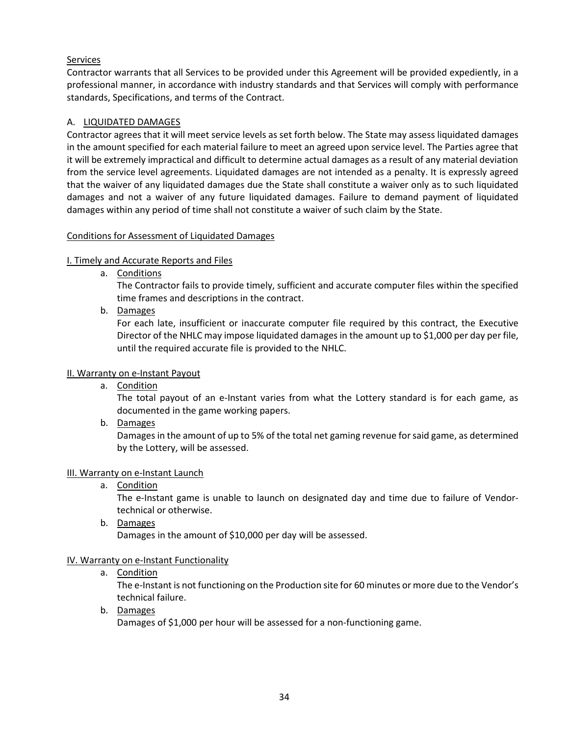Services

Contractor warrants that all Services to be provided under this Agreement will be provided expediently, in a professional manner, in accordance with industry standards and that Services will comply with performance standards, Specifications, and terms of the Contract.

A. LIQUIDATED DAMAGES

Contractor agrees that it will meet service levels as set forth below. The State may assess liquidated damages in the amount specified for each material failure to meet an agreed upon service level. The Parties agree that it will be extremely impractical and difficult to determine actual damages as a result of any material deviation from the service level agreements. Liquidated damages are not intended as a penalty. It is expressly agreed that the waiver of any liquidated damages due the State shall constitute a waiver only as to such liquidated damages and not a waiver of any future liquidated damages. Failure to demand payment of liquidated damages within any period of time shall not constitute a waiver of such claim by the State.

Conditions for Assessment of Liquidated Damages

I. Timely and Accurate Reports and Files

a. Conditions

The Contractor fails to provide timely, sufficient and accurate computer files within the specified time frames and descriptions in the contract.

b. Damages

For each late, insufficient or inaccurate computer file required by this contract, the Executive Director of the NHLC may impose liquidated damages in the amount up to $1,000 per day per file, until the required accurate file is provided to the NHLC.

II. Warranty on e-Instant Payout

a. Condition

The total payout of an e-Instant varies from what the Lottery standard is for each game, as documented in the game working papers.

b. Damages

Damages in the amount of up to 5% of the total net gaming revenue for said game, as determined by the Lottery, will be assessed.

III. Warranty on e-Instant Launch

a. Condition

The e-Instant game is unable to launch on designated day and time due to failure of Vendor-technical or otherwise.

b. Damages

Damages in the amount of $10,000 per day will be assessed.

IV. Warranty on e-Instant Functionality

a. Condition

The e-Instant is not functioning on the Production site for 60 minutes or more due to the Vendor's technical failure.

b. Damages

Damages of $1,000 per hour will be assessed for a non-functioning game.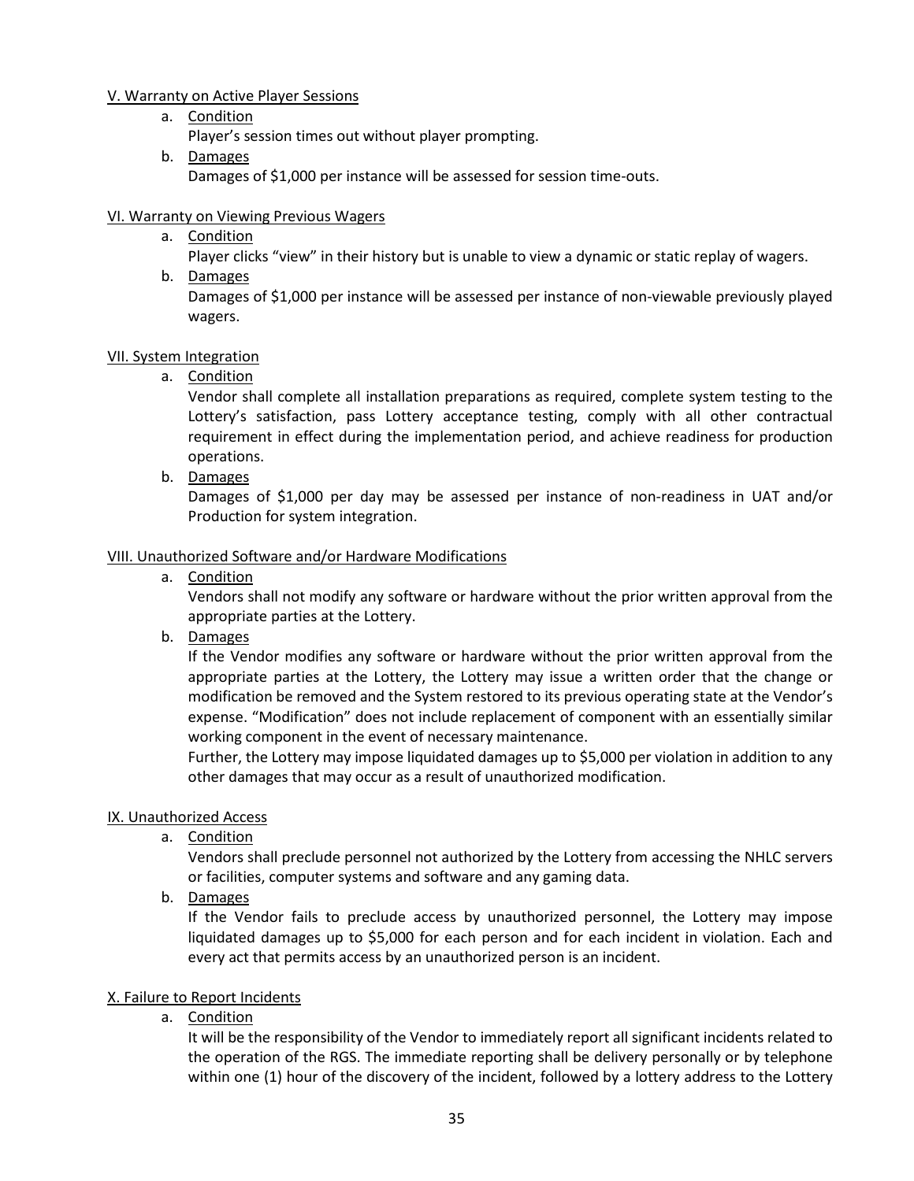V. Warranty on Active Player Sessions

a. Condition

Player's session times out without player prompting.

b. Damages

Damages of $1,000 per instance will be assessed for session time-outs.

VI. Warranty on Viewing Previous Wagers

a. Condition

Player clicks "view" in their history but is unable to view a dynamic or static replay of wagers.

b. Damages

Damages of $1,000 per instance will be assessed per instance of non-viewable previously played wagers.

VII. System Integration

a. Condition

Vendor shall complete all installation preparations as required, complete system testing to the Lottery's satisfaction, pass Lottery acceptance testing, comply with all other contractual requirement in effect during the implementation period, and achieve readiness for production operations.

b. Damages

Damages of $1,000 per day may be assessed per instance of non-readiness in UAT and/or Production for system integration.

VIII. Unauthorized Software and/or Hardware Modifications

a. Condition

Vendors shall not modify any software or hardware without the prior written approval from the appropriate parties at the Lottery.

b. Damages

If the Vendor modifies any software or hardware without the prior written approval from the appropriate parties at the Lottery, the Lottery may issue a written order that the change or modification be removed and the System restored to its previous operating state at the Vendor's expense. "Modification" does not include replacement of component with an essentially similar working component in the event of necessary maintenance.

Further, the Lottery may impose liquidated damages up to $5,000 per violation in addition to any other damages that may occur as a result of unauthorized modification.

IX. Unauthorized Access

a. Condition

Vendors shall preclude personnel not authorized by the Lottery from accessing the NHLC servers or facilities, computer systems and software and any gaming data.

b. Damages

If the Vendor fails to preclude access by unauthorized personnel, the Lottery may impose liquidated damages up to $5,000 for each person and for each incident in violation. Each and every act that permits access by an unauthorized person is an incident.

X. Failure to Report Incidents

a. Condition

It will be the responsibility of the Vendor to immediately report all significant incidents related to the operation of the RGS. The immediate reporting shall be delivery personally or by telephone within one (1) hour of the discovery of the incident, followed by a lottery address to the Lottery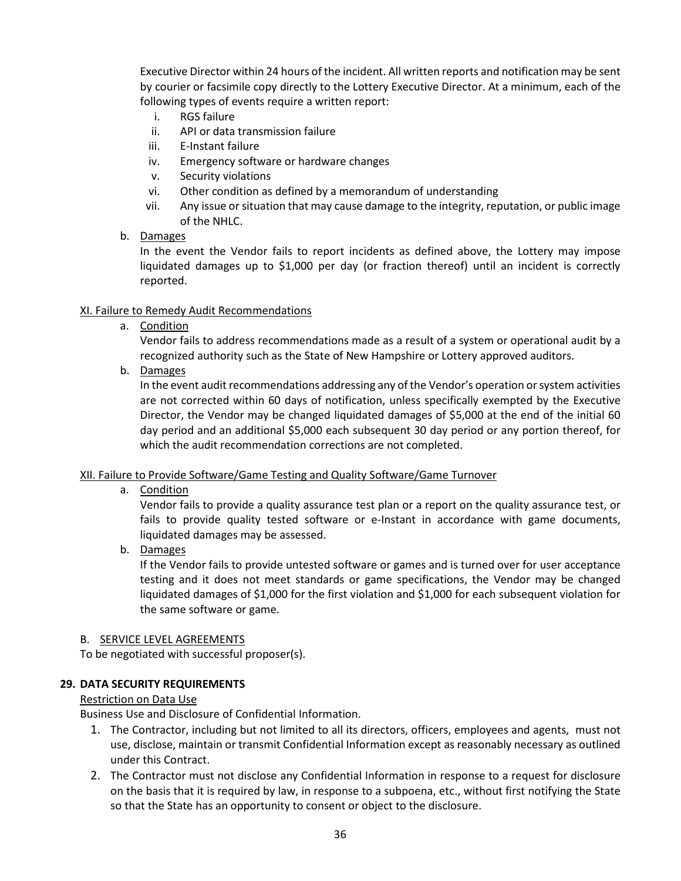Executive Director within 24 hours of the incident. All written reports and notification may be sent by courier or facsimile copy directly to the Lottery Executive Director. At a minimum, each of the following types of events require a written report:

i. RGS failure
ii. API or data transmission failure
iii. E-Instant failure
iv. Emergency software or hardware changes
v. Security violations
vi. Other condition as defined by a memorandum of understanding
vii. Any issue or situation that may cause damage to the integrity, reputation, or public image of the NHLC.

b. Damages

In the event the Vendor fails to report incidents as defined above, the Lottery may impose liquidated damages up to $1,000 per day (or fraction thereof) until an incident is correctly reported.

XI. Failure to Remedy Audit Recommendations

a. Condition

Vendor fails to address recommendations made as a result of a system or operational audit by a recognized authority such as the State of New Hampshire or Lottery approved auditors.

b. Damages

In the event audit recommendations addressing any of the Vendor's operation or system activities are not corrected within 60 days of notification, unless specifically exempted by the Executive Director, the Vendor may be changed liquidated damages of $5,000 at the end of the initial 60 day period and an additional $5,000 each subsequent 30 day period or any portion thereof, for which the audit recommendation corrections are not completed.

XII. Failure to Provide Software/Game Testing and Quality Software/Game Turnover

a. Condition

Vendor fails to provide a quality assurance test plan or a report on the quality assurance test, or fails to provide quality tested software or e-Instant in accordance with game documents, liquidated damages may be assessed.

b. Damages

If the Vendor fails to provide untested software or games and is turned over for user acceptance testing and it does not meet standards or game specifications, the Vendor may be changed liquidated damages of $1,000 for the first violation and $1,000 for each subsequent violation for the same software or game.

B. SERVICE LEVEL AGREEMENTS

To be negotiated with successful proposer(s).

**29. DATA SECURITY REQUIREMENTS**

Restriction on Data Use

Business Use and Disclosure of Confidential Information.

1. The Contractor, including but not limited to all its directors, officers, employees and agents, must not use, disclose, maintain or transmit Confidential Information except as reasonably necessary as outlined under this Contract.
2. The Contractor must not disclose any Confidential Information in response to a request for disclosure on the basis that it is required by law, in response to a subpoena, etc., without first notifying the State so that the State has an opportunity to consent or object to the disclosure.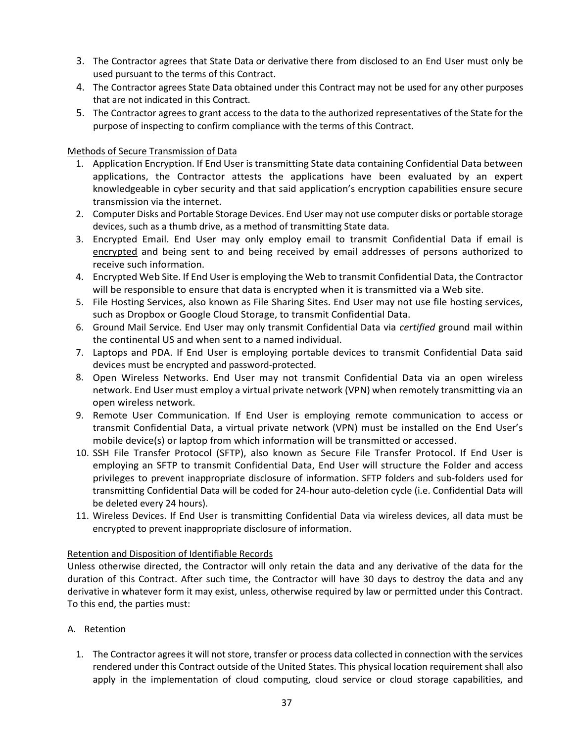3. The Contractor agrees that State Data or derivative there from disclosed to an End User must only be used pursuant to the terms of this Contract.
4. The Contractor agrees State Data obtained under this Contract may not be used for any other purposes that are not indicated in this Contract.
5. The Contractor agrees to grant access to the data to the authorized representatives of the State for the purpose of inspecting to confirm compliance with the terms of this Contract.

<u>Methods of Secure Transmission of Data</u>

1. Application Encryption. If End User is transmitting State data containing Confidential Data between applications, the Contractor attests the applications have been evaluated by an expert knowledgeable in cyber security and that said application's encryption capabilities ensure secure transmission via the internet.
2. Computer Disks and Portable Storage Devices. End User may not use computer disks or portable storage devices, such as a thumb drive, as a method of transmitting State data.
3. Encrypted Email. End User may only employ email to transmit Confidential Data if email is <u>encrypted</u> and being sent to and being received by email addresses of persons authorized to receive such information.
4. Encrypted Web Site. If End User is employing the Web to transmit Confidential Data, the Contractor will be responsible to ensure that data is encrypted when it is transmitted via a Web site.
5. File Hosting Services, also known as File Sharing Sites. End User may not use file hosting services, such as Dropbox or Google Cloud Storage, to transmit Confidential Data.
6. Ground Mail Service. End User may only transmit Confidential Data via *certified* ground mail within the continental US and when sent to a named individual.
7. Laptops and PDA. If End User is employing portable devices to transmit Confidential Data said devices must be encrypted and password-protected.
8. Open Wireless Networks. End User may not transmit Confidential Data via an open wireless network. End User must employ a virtual private network (VPN) when remotely transmitting via an open wireless network.
9. Remote User Communication. If End User is employing remote communication to access or transmit Confidential Data, a virtual private network (VPN) must be installed on the End User's mobile device(s) or laptop from which information will be transmitted or accessed.
10. SSH File Transfer Protocol (SFTP), also known as Secure File Transfer Protocol. If End User is employing an SFTP to transmit Confidential Data, End User will structure the Folder and access privileges to prevent inappropriate disclosure of information. SFTP folders and sub-folders used for transmitting Confidential Data will be coded for 24-hour auto-deletion cycle (i.e. Confidential Data will be deleted every 24 hours).
11. Wireless Devices. If End User is transmitting Confidential Data via wireless devices, all data must be encrypted to prevent inappropriate disclosure of information.

<u>Retention and Disposition of Identifiable Records</u>

Unless otherwise directed, the Contractor will only retain the data and any derivative of the data for the duration of this Contract. After such time, the Contractor will have 30 days to destroy the data and any derivative in whatever form it may exist, unless, otherwise required by law or permitted under this Contract. To this end, the parties must:

A. Retention

1. The Contractor agrees it will not store, transfer or process data collected in connection with the services rendered under this Contract outside of the United States. This physical location requirement shall also apply in the implementation of cloud computing, cloud service or cloud storage capabilities, and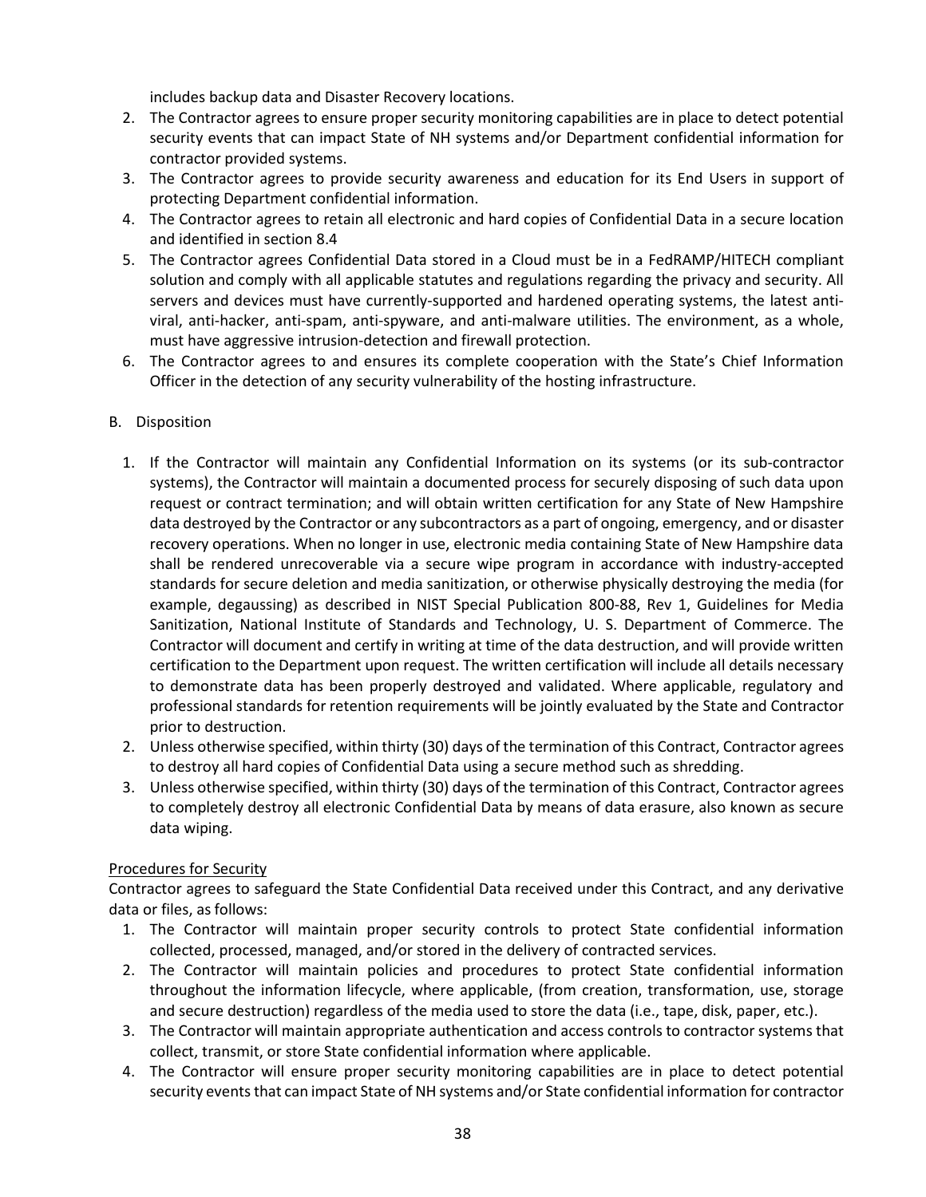includes backup data and Disaster Recovery locations.

2. The Contractor agrees to ensure proper security monitoring capabilities are in place to detect potential security events that can impact State of NH systems and/or Department confidential information for contractor provided systems.
3. The Contractor agrees to provide security awareness and education for its End Users in support of protecting Department confidential information.
4. The Contractor agrees to retain all electronic and hard copies of Confidential Data in a secure location and identified in section 8.4
5. The Contractor agrees Confidential Data stored in a Cloud must be in a FedRAMP/HITECH compliant solution and comply with all applicable statutes and regulations regarding the privacy and security. All servers and devices must have currently-supported and hardened operating systems, the latest anti-viral, anti-hacker, anti-spam, anti-spyware, and anti-malware utilities. The environment, as a whole, must have aggressive intrusion-detection and firewall protection.
6. The Contractor agrees to and ensures its complete cooperation with the State's Chief Information Officer in the detection of any security vulnerability of the hosting infrastructure.

B. Disposition

1. If the Contractor will maintain any Confidential Information on its systems (or its sub-contractor systems), the Contractor will maintain a documented process for securely disposing of such data upon request or contract termination; and will obtain written certification for any State of New Hampshire data destroyed by the Contractor or any subcontractors as a part of ongoing, emergency, and or disaster recovery operations. When no longer in use, electronic media containing State of New Hampshire data shall be rendered unrecoverable via a secure wipe program in accordance with industry-accepted standards for secure deletion and media sanitization, or otherwise physically destroying the media (for example, degaussing) as described in NIST Special Publication 800-88, Rev 1, Guidelines for Media Sanitization, National Institute of Standards and Technology, U. S. Department of Commerce. The Contractor will document and certify in writing at time of the data destruction, and will provide written certification to the Department upon request. The written certification will include all details necessary to demonstrate data has been properly destroyed and validated. Where applicable, regulatory and professional standards for retention requirements will be jointly evaluated by the State and Contractor prior to destruction.
2. Unless otherwise specified, within thirty (30) days of the termination of this Contract, Contractor agrees to destroy all hard copies of Confidential Data using a secure method such as shredding.
3. Unless otherwise specified, within thirty (30) days of the termination of this Contract, Contractor agrees to completely destroy all electronic Confidential Data by means of data erasure, also known as secure data wiping.

Procedures for Security

Contractor agrees to safeguard the State Confidential Data received under this Contract, and any derivative data or files, as follows:

1. The Contractor will maintain proper security controls to protect State confidential information collected, processed, managed, and/or stored in the delivery of contracted services.
2. The Contractor will maintain policies and procedures to protect State confidential information throughout the information lifecycle, where applicable, (from creation, transformation, use, storage and secure destruction) regardless of the media used to store the data (i.e., tape, disk, paper, etc.).
3. The Contractor will maintain appropriate authentication and access controls to contractor systems that collect, transmit, or store State confidential information where applicable.
4. The Contractor will ensure proper security monitoring capabilities are in place to detect potential security events that can impact State of NH systems and/or State confidential information for contractor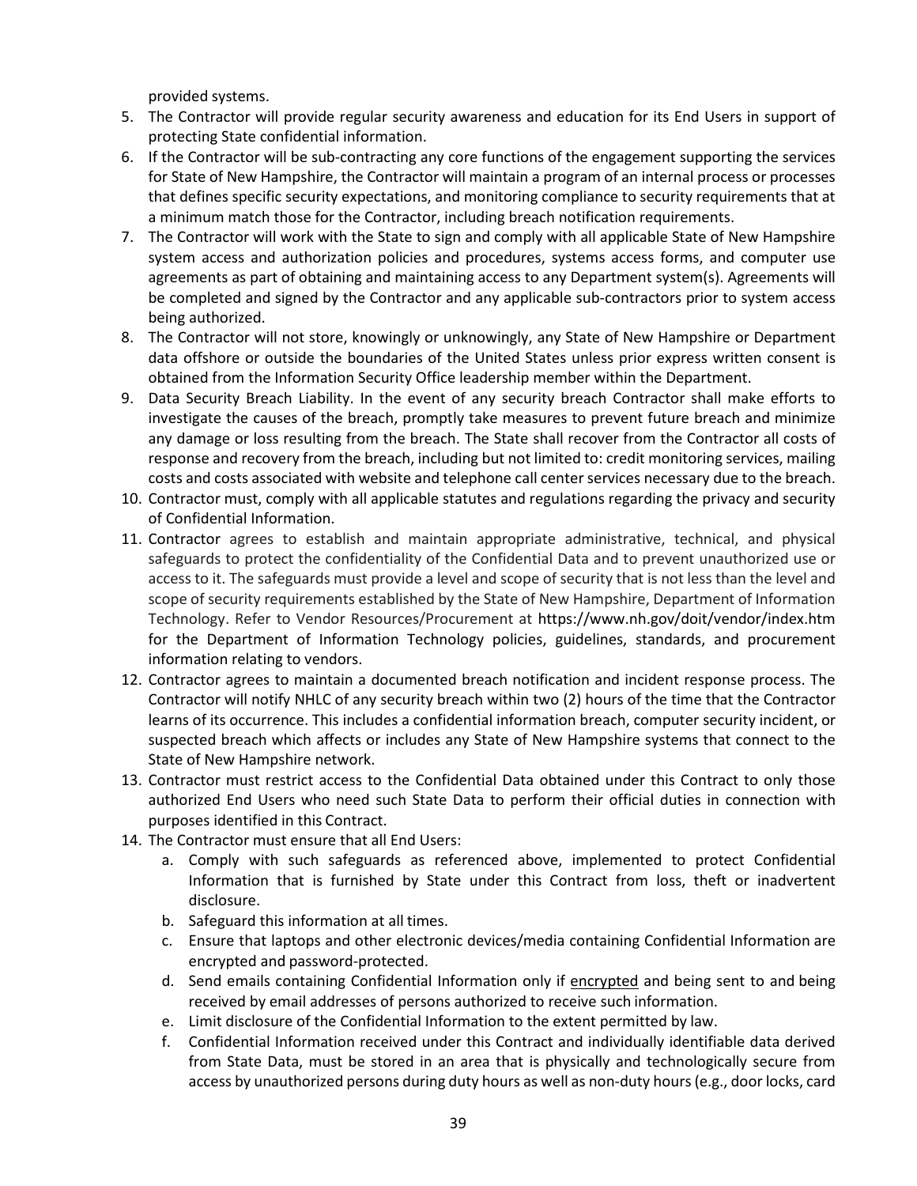provided systems.

5. The Contractor will provide regular security awareness and education for its End Users in support of protecting State confidential information.
6. If the Contractor will be sub-contracting any core functions of the engagement supporting the services for State of New Hampshire, the Contractor will maintain a program of an internal process or processes that defines specific security expectations, and monitoring compliance to security requirements that at a minimum match those for the Contractor, including breach notification requirements.
7. The Contractor will work with the State to sign and comply with all applicable State of New Hampshire system access and authorization policies and procedures, systems access forms, and computer use agreements as part of obtaining and maintaining access to any Department system(s). Agreements will be completed and signed by the Contractor and any applicable sub-contractors prior to system access being authorized.
8. The Contractor will not store, knowingly or unknowingly, any State of New Hampshire or Department data offshore or outside the boundaries of the United States unless prior express written consent is obtained from the Information Security Office leadership member within the Department.
9. Data Security Breach Liability. In the event of any security breach Contractor shall make efforts to investigate the causes of the breach, promptly take measures to prevent future breach and minimize any damage or loss resulting from the breach. The State shall recover from the Contractor all costs of response and recovery from the breach, including but not limited to: credit monitoring services, mailing costs and costs associated with website and telephone call center services necessary due to the breach.
10. Contractor must, comply with all applicable statutes and regulations regarding the privacy and security of Confidential Information.
11. Contractor agrees to establish and maintain appropriate administrative, technical, and physical safeguards to protect the confidentiality of the Confidential Data and to prevent unauthorized use or access to it. The safeguards must provide a level and scope of security that is not less than the level and scope of security requirements established by the State of New Hampshire, Department of Information Technology. Refer to Vendor Resources/Procurement at https://www.nh.gov/doit/vendor/index.htm for the Department of Information Technology policies, guidelines, standards, and procurement information relating to vendors.
12. Contractor agrees to maintain a documented breach notification and incident response process. The Contractor will notify NHLC of any security breach within two (2) hours of the time that the Contractor learns of its occurrence. This includes a confidential information breach, computer security incident, or suspected breach which affects or includes any State of New Hampshire systems that connect to the State of New Hampshire network.
13. Contractor must restrict access to the Confidential Data obtained under this Contract to only those authorized End Users who need such State Data to perform their official duties in connection with purposes identified in this Contract.
14. The Contractor must ensure that all End Users:
    a. Comply with such safeguards as referenced above, implemented to protect Confidential Information that is furnished by State under this Contract from loss, theft or inadvertent disclosure.
    b. Safeguard this information at all times.
    c. Ensure that laptops and other electronic devices/media containing Confidential Information are encrypted and password-protected.
    d. Send emails containing Confidential Information only if <u>encrypted</u> and being sent to and being received by email addresses of persons authorized to receive such information.
    e. Limit disclosure of the Confidential Information to the extent permitted by law.
    f. Confidential Information received under this Contract and individually identifiable data derived from State Data, must be stored in an area that is physically and technologically secure from access by unauthorized persons during duty hours as well as non-duty hours (e.g., door locks, card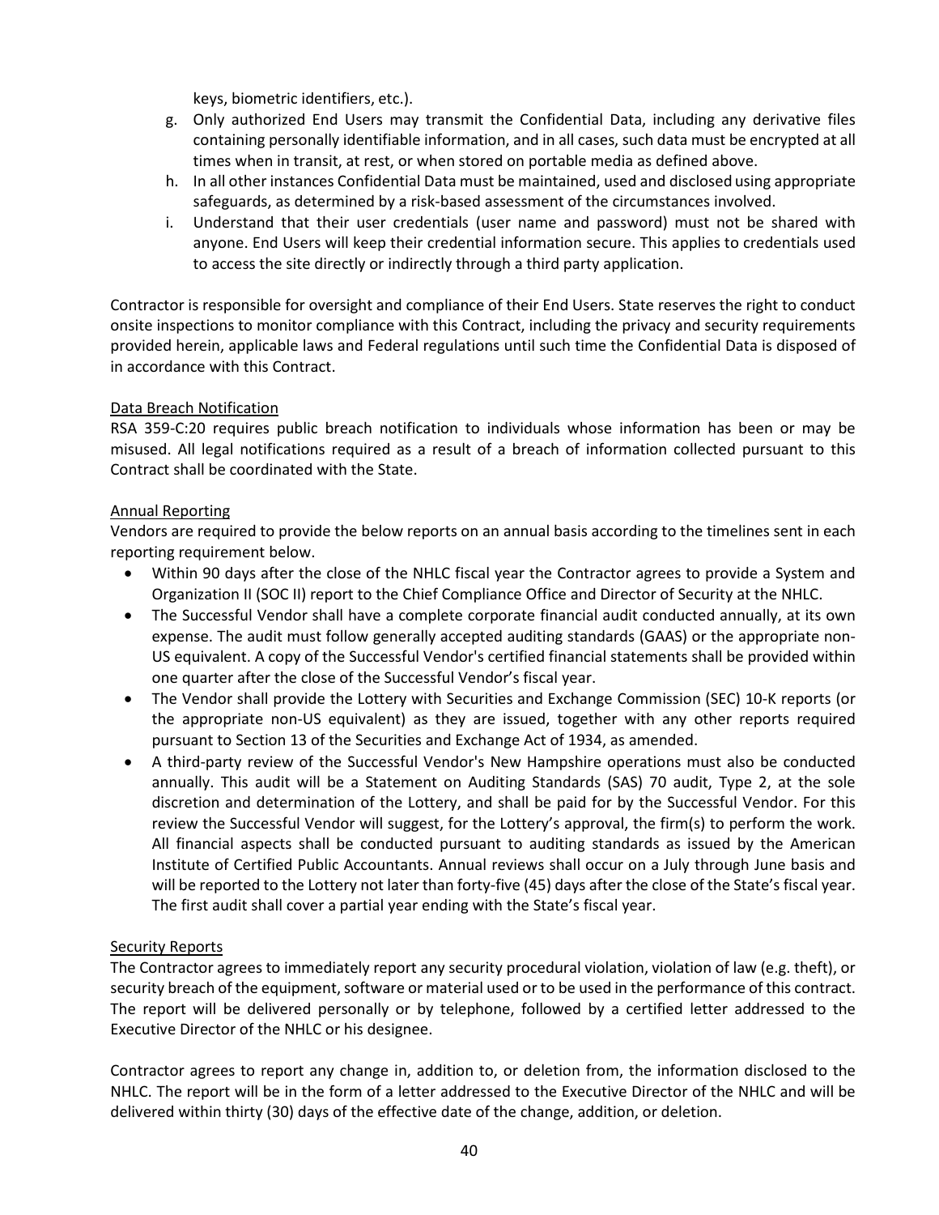keys, biometric identifiers, etc.).

g. Only authorized End Users may transmit the Confidential Data, including any derivative files containing personally identifiable information, and in all cases, such data must be encrypted at all times when in transit, at rest, or when stored on portable media as defined above.
h. In all other instances Confidential Data must be maintained, used and disclosed using appropriate safeguards, as determined by a risk-based assessment of the circumstances involved.
i. Understand that their user credentials (user name and password) must not be shared with anyone. End Users will keep their credential information secure. This applies to credentials used to access the site directly or indirectly through a third party application.

Contractor is responsible for oversight and compliance of their End Users. State reserves the right to conduct onsite inspections to monitor compliance with this Contract, including the privacy and security requirements provided herein, applicable laws and Federal regulations until such time the Confidential Data is disposed of in accordance with this Contract.

<u>Data Breach Notification</u>
RSA 359-C:20 requires public breach notification to individuals whose information has been or may be misused. All legal notifications required as a result of a breach of information collected pursuant to this Contract shall be coordinated with the State.

<u>Annual Reporting</u>
Vendors are required to provide the below reports on an annual basis according to the timelines sent in each reporting requirement below.

- Within 90 days after the close of the NHLC fiscal year the Contractor agrees to provide a System and Organization II (SOC II) report to the Chief Compliance Office and Director of Security at the NHLC.
- The Successful Vendor shall have a complete corporate financial audit conducted annually, at its own expense. The audit must follow generally accepted auditing standards (GAAS) or the appropriate non-US equivalent. A copy of the Successful Vendor's certified financial statements shall be provided within one quarter after the close of the Successful Vendor's fiscal year.
- The Vendor shall provide the Lottery with Securities and Exchange Commission (SEC) 10-K reports (or the appropriate non-US equivalent) as they are issued, together with any other reports required pursuant to Section 13 of the Securities and Exchange Act of 1934, as amended.
- A third-party review of the Successful Vendor's New Hampshire operations must also be conducted annually. This audit will be a Statement on Auditing Standards (SAS) 70 audit, Type 2, at the sole discretion and determination of the Lottery, and shall be paid for by the Successful Vendor. For this review the Successful Vendor will suggest, for the Lottery's approval, the firm(s) to perform the work. All financial aspects shall be conducted pursuant to auditing standards as issued by the American Institute of Certified Public Accountants. Annual reviews shall occur on a July through June basis and will be reported to the Lottery not later than forty-five (45) days after the close of the State's fiscal year. The first audit shall cover a partial year ending with the State's fiscal year.

<u>Security Reports</u>
The Contractor agrees to immediately report any security procedural violation, violation of law (e.g. theft), or security breach of the equipment, software or material used or to be used in the performance of this contract. The report will be delivered personally or by telephone, followed by a certified letter addressed to the Executive Director of the NHLC or his designee.

Contractor agrees to report any change in, addition to, or deletion from, the information disclosed to the NHLC. The report will be in the form of a letter addressed to the Executive Director of the NHLC and will be delivered within thirty (30) days of the effective date of the change, addition, or deletion.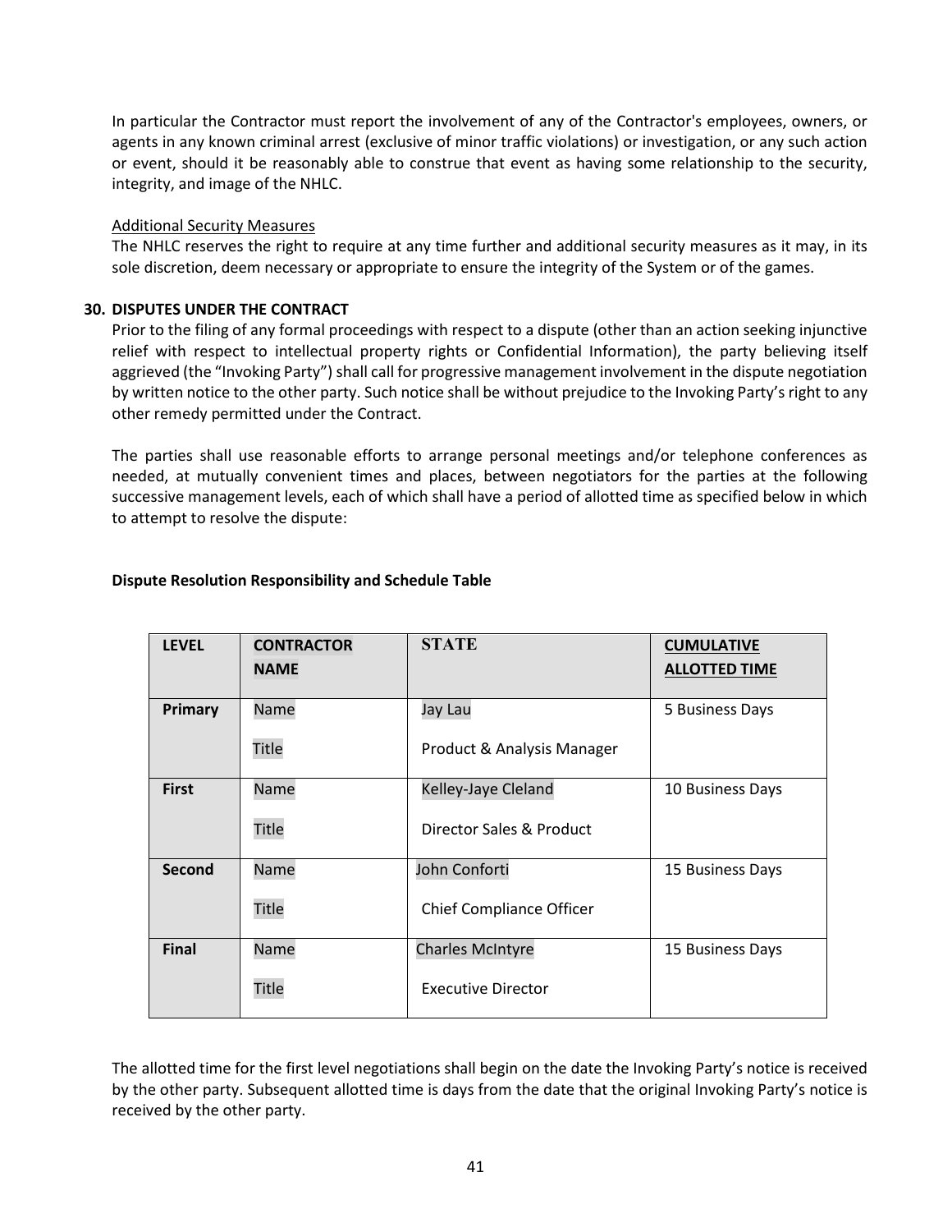In particular the Contractor must report the involvement of any of the Contractor's employees, owners, or agents in any known criminal arrest (exclusive of minor traffic violations) or investigation, or any such action or event, should it be reasonably able to construe that event as having some relationship to the security, integrity, and image of the NHLC.

Additional Security Measures

The NHLC reserves the right to require at any time further and additional security measures as it may, in its sole discretion, deem necessary or appropriate to ensure the integrity of the System or of the games.

**30. DISPUTES UNDER THE CONTRACT**

Prior to the filing of any formal proceedings with respect to a dispute (other than an action seeking injunctive relief with respect to intellectual property rights or Confidential Information), the party believing itself aggrieved (the "Invoking Party") shall call for progressive management involvement in the dispute negotiation by written notice to the other party. Such notice shall be without prejudice to the Invoking Party's right to any other remedy permitted under the Contract.

The parties shall use reasonable efforts to arrange personal meetings and/or telephone conferences as needed, at mutually convenient times and places, between negotiators for the parties at the following successive management levels, each of which shall have a period of allotted time as specified below in which to attempt to resolve the dispute:

**Dispute Resolution Responsibility and Schedule Table**

| LEVEL | CONTRACTOR NAME | STATE | CUMULATIVE ALLOTTED TIME |
|---|---|---|---|
| **Primary** | Name<br>Title | Jay Lau<br>Product & Analysis Manager | 5 Business Days |
| **First** | Name<br>Title | Kelley-Jaye Cleland<br>Director Sales & Product | 10 Business Days |
| **Second** | Name<br>Title | John Conforti<br>Chief Compliance Officer | 15 Business Days |
| **Final** | Name<br>Title | Charles McIntyre<br>Executive Director | 15 Business Days |

The allotted time for the first level negotiations shall begin on the date the Invoking Party's notice is received by the other party. Subsequent allotted time is days from the date that the original Invoking Party's notice is received by the other party.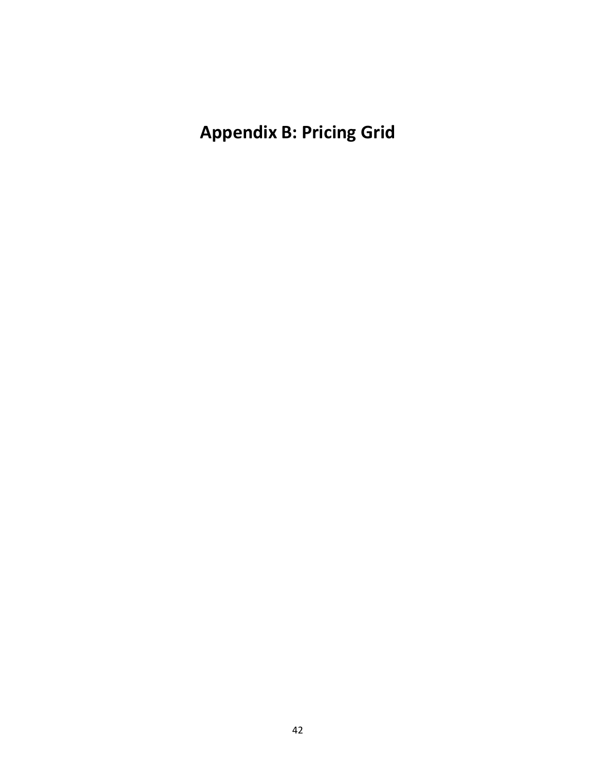# Appendix B: Pricing Grid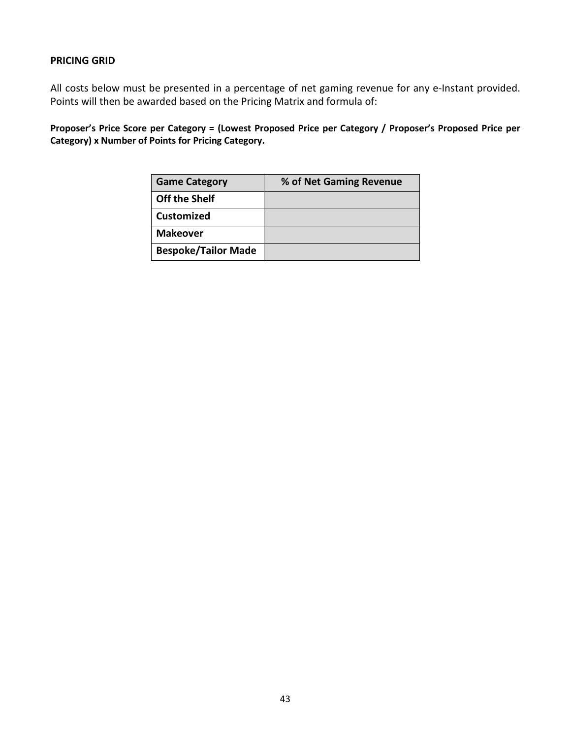## PRICING GRID

All costs below must be presented in a percentage of net gaming revenue for any e-Instant provided. Points will then be awarded based on the Pricing Matrix and formula of:

**Proposer's Price Score per Category = (Lowest Proposed Price per Category / Proposer's Proposed Price per Category) x Number of Points for Pricing Category.**

| Game Category | % of Net Gaming Revenue |
|---|---|
| **Off the Shelf** | |
| **Customized** | |
| **Makeover** | |
| **Bespoke/Tailor Made** | |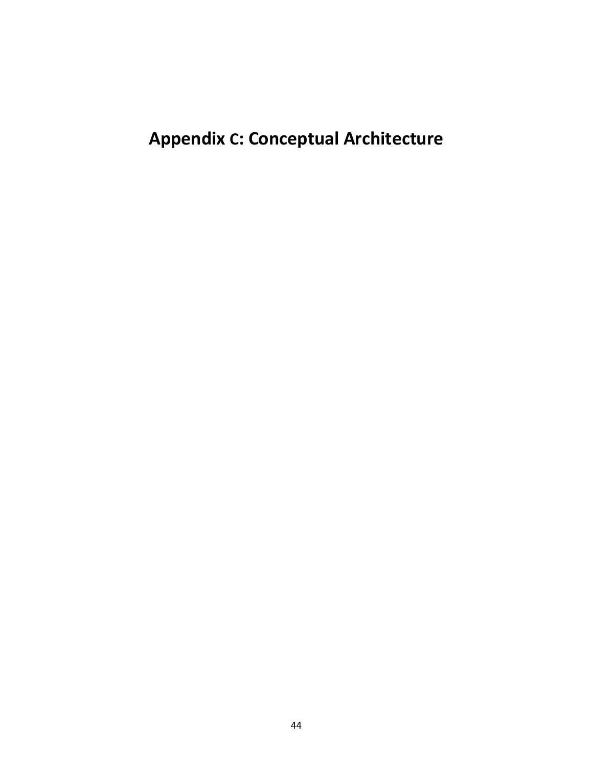# Appendix C: Conceptual Architecture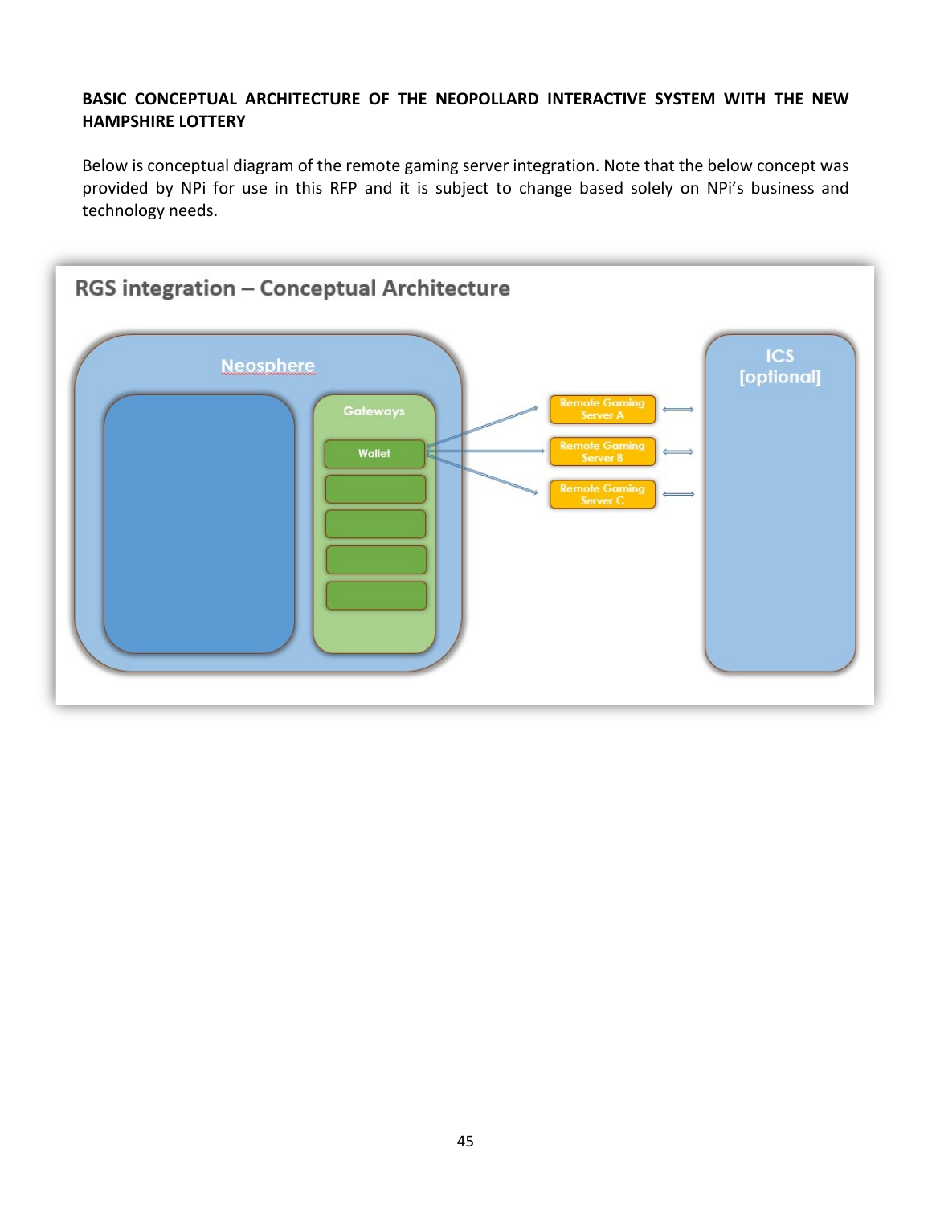**BASIC CONCEPTUAL ARCHITECTURE OF THE NEOPOLLARD INTERACTIVE SYSTEM WITH THE NEW HAMPSHIRE LOTTERY**

Below is conceptual diagram of the remote gaming server integration. Note that the below concept was provided by NPi for use in this RFP and it is subject to change based solely on NPi's business and technology needs.

RGS integration – Conceptual Architecture

Neosphere

Gateways

Wallet

Remote Gaming Server A

Remote Gaming Server B

Remote Gaming Server C

ICS [optional]